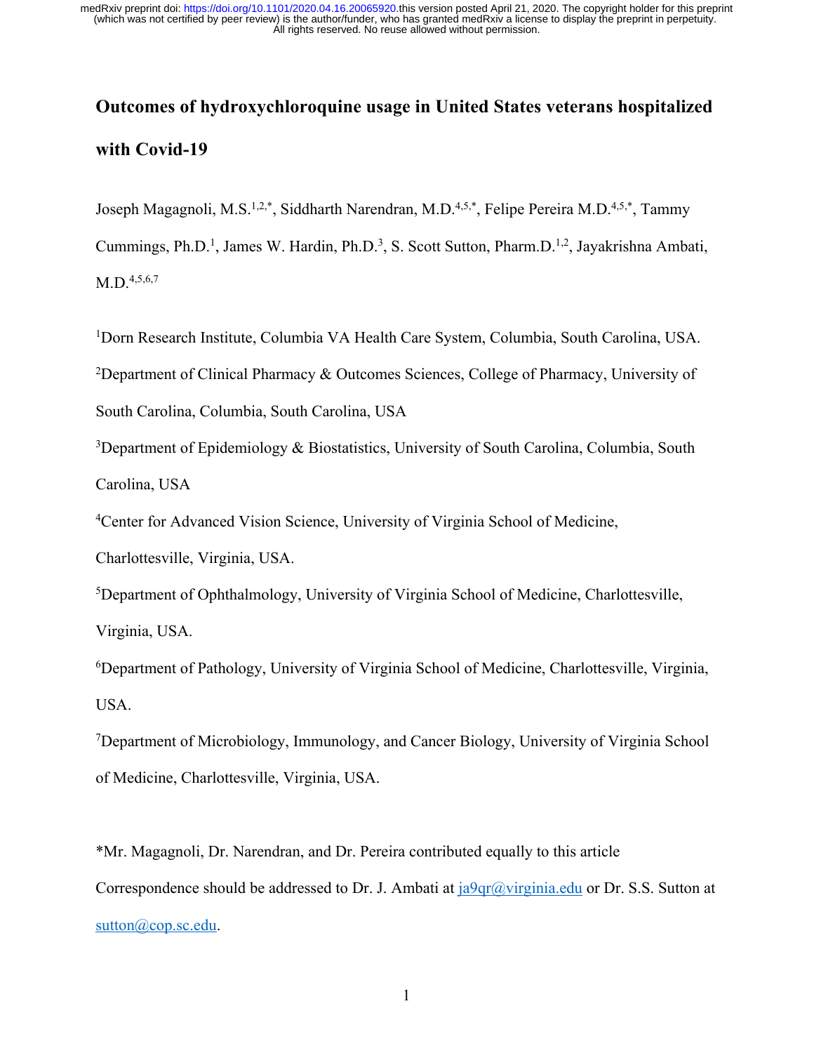# Outcomes of hydroxychloroquine usage in United States veterans hospitalized with Covid-19

Joseph Magagnoli, M.S.[1,2,*], Siddharth Narendran, M.D.[4,5,*], Felipe Pereira M.D.[4,5,*], Tammy Cummings, Ph.D.[1], James W. Hardin, Ph.D.[3], S. Scott Sutton, Pharm.D.[1,2], Jayakrishna Ambati, M.D.[4,5,6,7]

[1]Dorn Research Institute, Columbia VA Health Care System, Columbia, South Carolina, USA.

[2]Department of Clinical Pharmacy & Outcomes Sciences, College of Pharmacy, University of South Carolina, Columbia, South Carolina, USA

[3]Department of Epidemiology & Biostatistics, University of South Carolina, Columbia, South Carolina, USA

[4]Center for Advanced Vision Science, University of Virginia School of Medicine, Charlottesville, Virginia, USA.

[5]Department of Ophthalmology, University of Virginia School of Medicine, Charlottesville, Virginia, USA.

[6]Department of Pathology, University of Virginia School of Medicine, Charlottesville, Virginia, USA.

[7]Department of Microbiology, Immunology, and Cancer Biology, University of Virginia School of Medicine, Charlottesville, Virginia, USA.

*Mr. Magagnoli, Dr. Narendran, and Dr. Pereira contributed equally to this article

Correspondence should be addressed to Dr. J. Ambati at ja9qr@virginia.edu or Dr. S.S. Sutton at sutton@cop.sc.edu.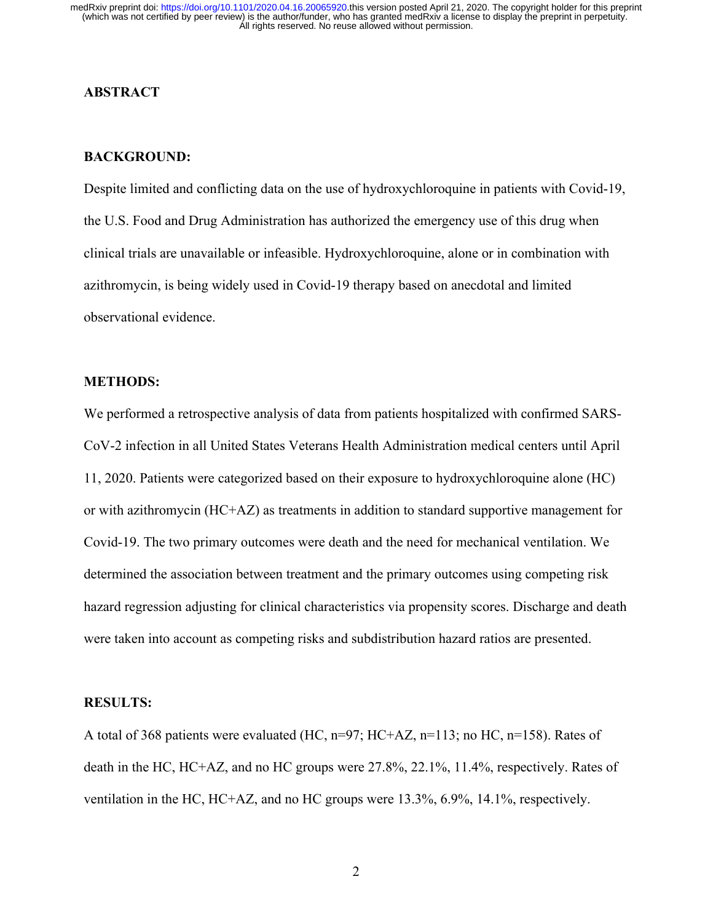## ABSTRACT

### BACKGROUND:

Despite limited and conflicting data on the use of hydroxychloroquine in patients with Covid-19, the U.S. Food and Drug Administration has authorized the emergency use of this drug when clinical trials are unavailable or infeasible. Hydroxychloroquine, alone or in combination with azithromycin, is being widely used in Covid-19 therapy based on anecdotal and limited observational evidence.

### METHODS:

We performed a retrospective analysis of data from patients hospitalized with confirmed SARS-CoV-2 infection in all United States Veterans Health Administration medical centers until April 11, 2020. Patients were categorized based on their exposure to hydroxychloroquine alone (HC) or with azithromycin (HC+AZ) as treatments in addition to standard supportive management for Covid-19. The two primary outcomes were death and the need for mechanical ventilation. We determined the association between treatment and the primary outcomes using competing risk hazard regression adjusting for clinical characteristics via propensity scores. Discharge and death were taken into account as competing risks and subdistribution hazard ratios are presented.

### RESULTS:

A total of 368 patients were evaluated (HC, n=97; HC+AZ, n=113; no HC, n=158). Rates of death in the HC, HC+AZ, and no HC groups were 27.8%, 22.1%, 11.4%, respectively. Rates of ventilation in the HC, HC+AZ, and no HC groups were 13.3%, 6.9%, 14.1%, respectively.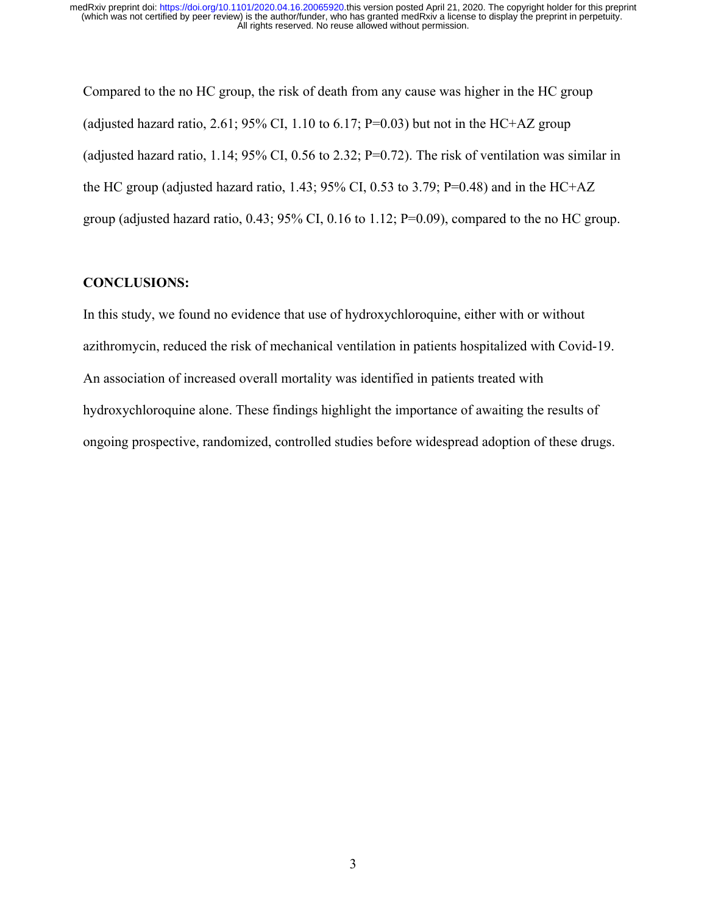Compared to the no HC group, the risk of death from any cause was higher in the HC group (adjusted hazard ratio, 2.61; 95% CI, 1.10 to 6.17; P=0.03) but not in the HC+AZ group (adjusted hazard ratio, 1.14; 95% CI, 0.56 to 2.32; P=0.72). The risk of ventilation was similar in the HC group (adjusted hazard ratio, 1.43; 95% CI, 0.53 to 3.79; P=0.48) and in the HC+AZ group (adjusted hazard ratio, 0.43; 95% CI, 0.16 to 1.12; P=0.09), compared to the no HC group.

**CONCLUSIONS:**

In this study, we found no evidence that use of hydroxychloroquine, either with or without azithromycin, reduced the risk of mechanical ventilation in patients hospitalized with Covid-19. An association of increased overall mortality was identified in patients treated with hydroxychloroquine alone. These findings highlight the importance of awaiting the results of ongoing prospective, randomized, controlled studies before widespread adoption of these drugs.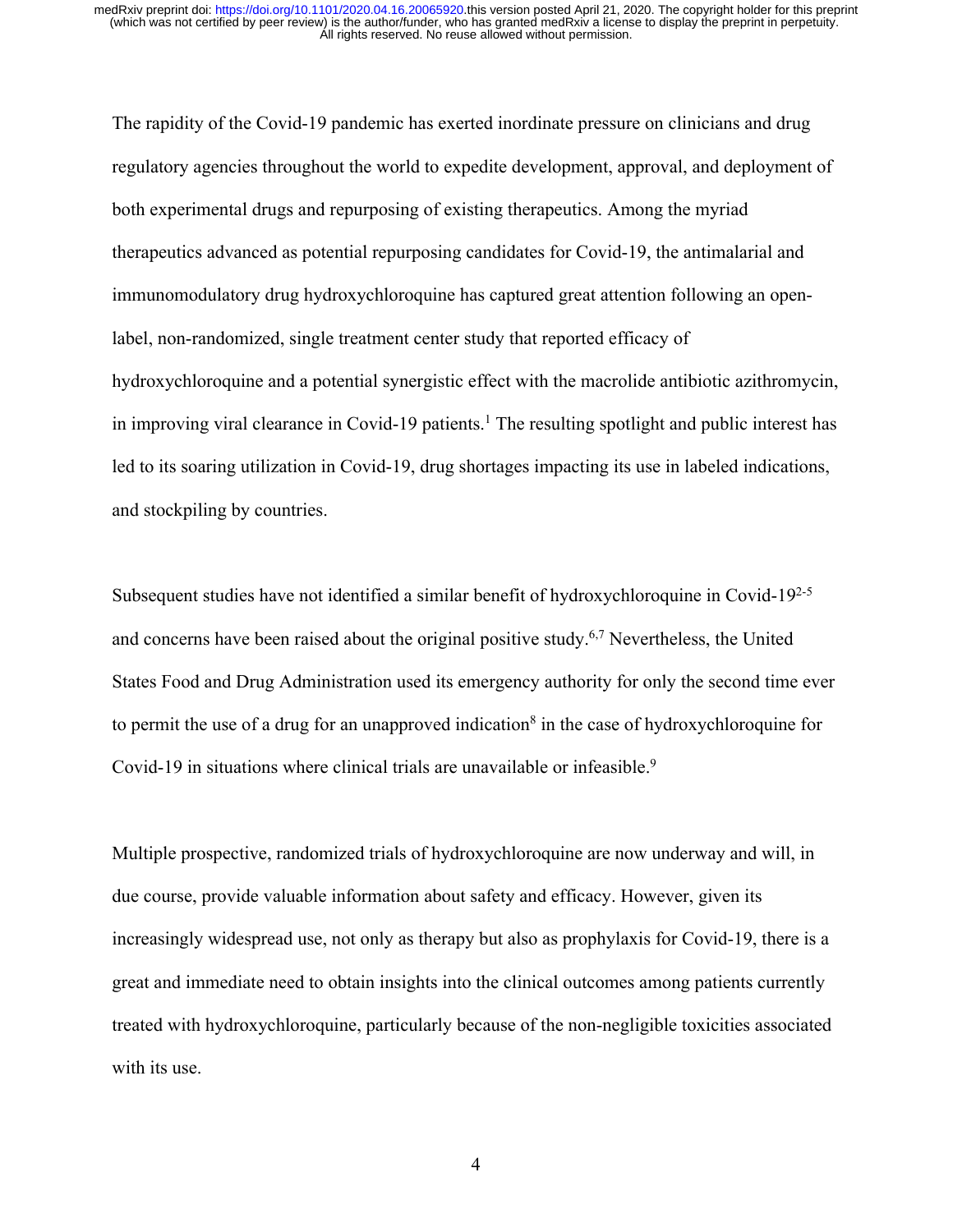The rapidity of the Covid-19 pandemic has exerted inordinate pressure on clinicians and drug regulatory agencies throughout the world to expedite development, approval, and deployment of both experimental drugs and repurposing of existing therapeutics. Among the myriad therapeutics advanced as potential repurposing candidates for Covid-19, the antimalarial and immunomodulatory drug hydroxychloroquine has captured great attention following an open-label, non-randomized, single treatment center study that reported efficacy of hydroxychloroquine and a potential synergistic effect with the macrolide antibiotic azithromycin, in improving viral clearance in Covid-19 patients.[1] The resulting spotlight and public interest has led to its soaring utilization in Covid-19, drug shortages impacting its use in labeled indications, and stockpiling by countries.

Subsequent studies have not identified a similar benefit of hydroxychloroquine in Covid-19[2-5] and concerns have been raised about the original positive study.[6,7] Nevertheless, the United States Food and Drug Administration used its emergency authority for only the second time ever to permit the use of a drug for an unapproved indication[8] in the case of hydroxychloroquine for Covid-19 in situations where clinical trials are unavailable or infeasible.[9]

Multiple prospective, randomized trials of hydroxychloroquine are now underway and will, in due course, provide valuable information about safety and efficacy. However, given its increasingly widespread use, not only as therapy but also as prophylaxis for Covid-19, there is a great and immediate need to obtain insights into the clinical outcomes among patients currently treated with hydroxychloroquine, particularly because of the non-negligible toxicities associated with its use.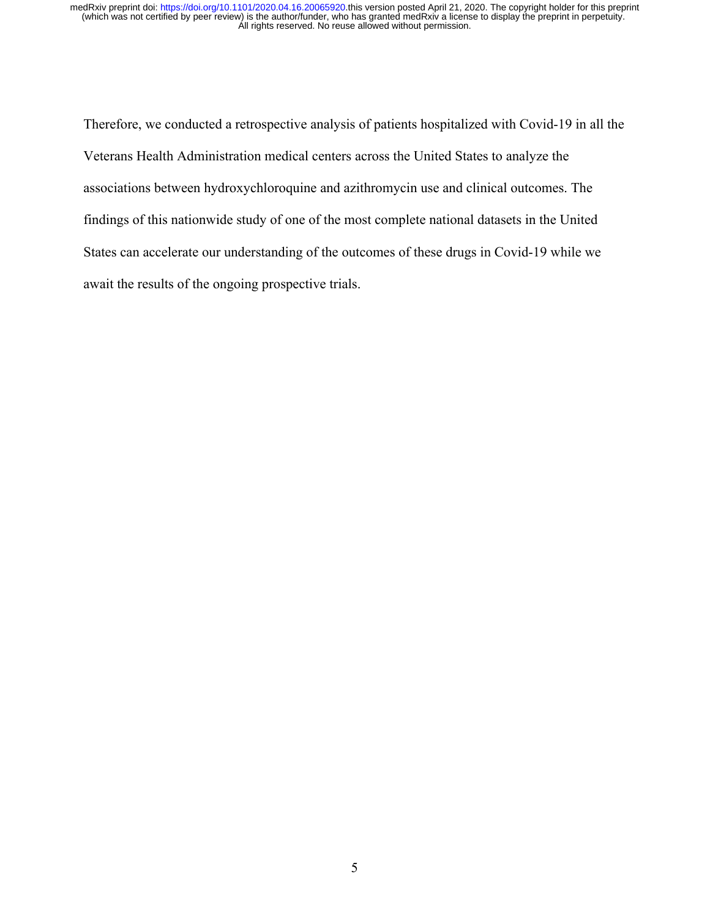Therefore, we conducted a retrospective analysis of patients hospitalized with Covid-19 in all the Veterans Health Administration medical centers across the United States to analyze the associations between hydroxychloroquine and azithromycin use and clinical outcomes. The findings of this nationwide study of one of the most complete national datasets in the United States can accelerate our understanding of the outcomes of these drugs in Covid-19 while we await the results of the ongoing prospective trials.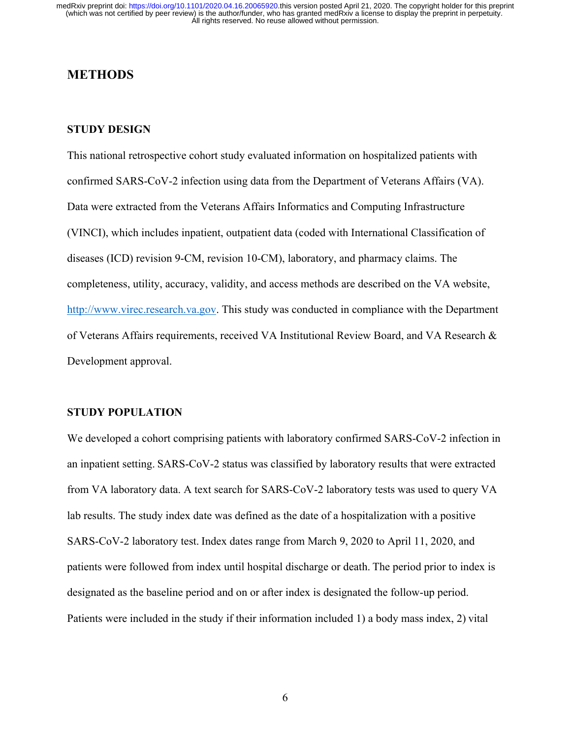## METHODS

### STUDY DESIGN

This national retrospective cohort study evaluated information on hospitalized patients with confirmed SARS-CoV-2 infection using data from the Department of Veterans Affairs (VA). Data were extracted from the Veterans Affairs Informatics and Computing Infrastructure (VINCI), which includes inpatient, outpatient data (coded with International Classification of diseases (ICD) revision 9-CM, revision 10-CM), laboratory, and pharmacy claims. The completeness, utility, accuracy, validity, and access methods are described on the VA website, http://www.virec.research.va.gov. This study was conducted in compliance with the Department of Veterans Affairs requirements, received VA Institutional Review Board, and VA Research & Development approval.

### STUDY POPULATION

We developed a cohort comprising patients with laboratory confirmed SARS-CoV-2 infection in an inpatient setting. SARS-CoV-2 status was classified by laboratory results that were extracted from VA laboratory data. A text search for SARS-CoV-2 laboratory tests was used to query VA lab results. The study index date was defined as the date of a hospitalization with a positive SARS-CoV-2 laboratory test. Index dates range from March 9, 2020 to April 11, 2020, and patients were followed from index until hospital discharge or death. The period prior to index is designated as the baseline period and on or after index is designated the follow-up period. Patients were included in the study if their information included 1) a body mass index, 2) vital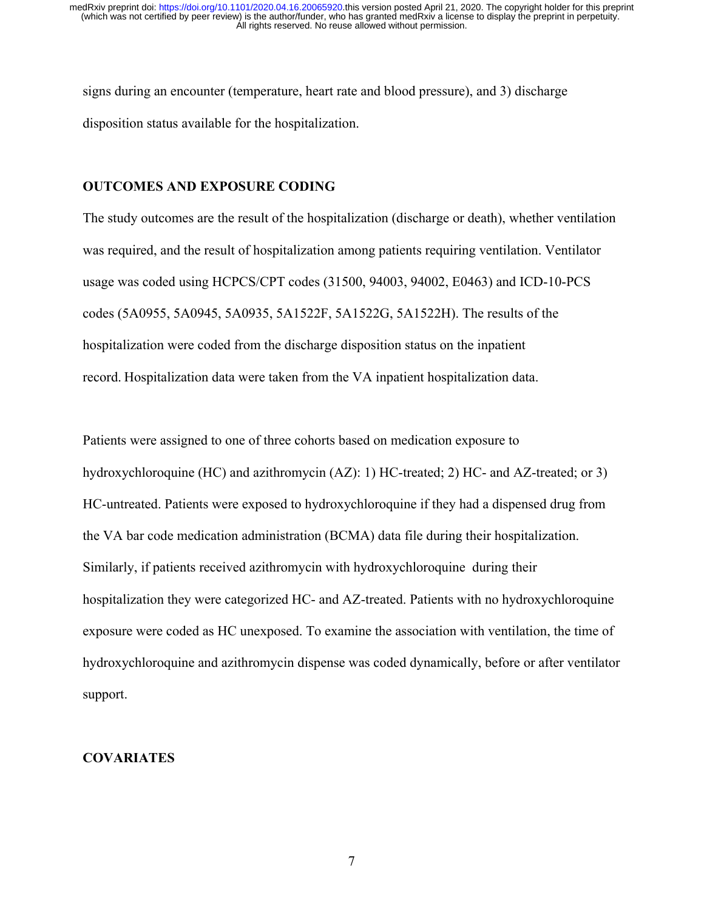signs during an encounter (temperature, heart rate and blood pressure), and 3) discharge disposition status available for the hospitalization.

## OUTCOMES AND EXPOSURE CODING

The study outcomes are the result of the hospitalization (discharge or death), whether ventilation was required, and the result of hospitalization among patients requiring ventilation. Ventilator usage was coded using HCPCS/CPT codes (31500, 94003, 94002, E0463) and ICD-10-PCS codes (5A0955, 5A0945, 5A0935, 5A1522F, 5A1522G, 5A1522H). The results of the hospitalization were coded from the discharge disposition status on the inpatient record. Hospitalization data were taken from the VA inpatient hospitalization data.

Patients were assigned to one of three cohorts based on medication exposure to hydroxychloroquine (HC) and azithromycin (AZ): 1) HC-treated; 2) HC- and AZ-treated; or 3) HC-untreated. Patients were exposed to hydroxychloroquine if they had a dispensed drug from the VA bar code medication administration (BCMA) data file during their hospitalization. Similarly, if patients received azithromycin with hydroxychloroquine during their hospitalization they were categorized HC- and AZ-treated. Patients with no hydroxychloroquine exposure were coded as HC unexposed. To examine the association with ventilation, the time of hydroxychloroquine and azithromycin dispense was coded dynamically, before or after ventilator support.

## COVARIATES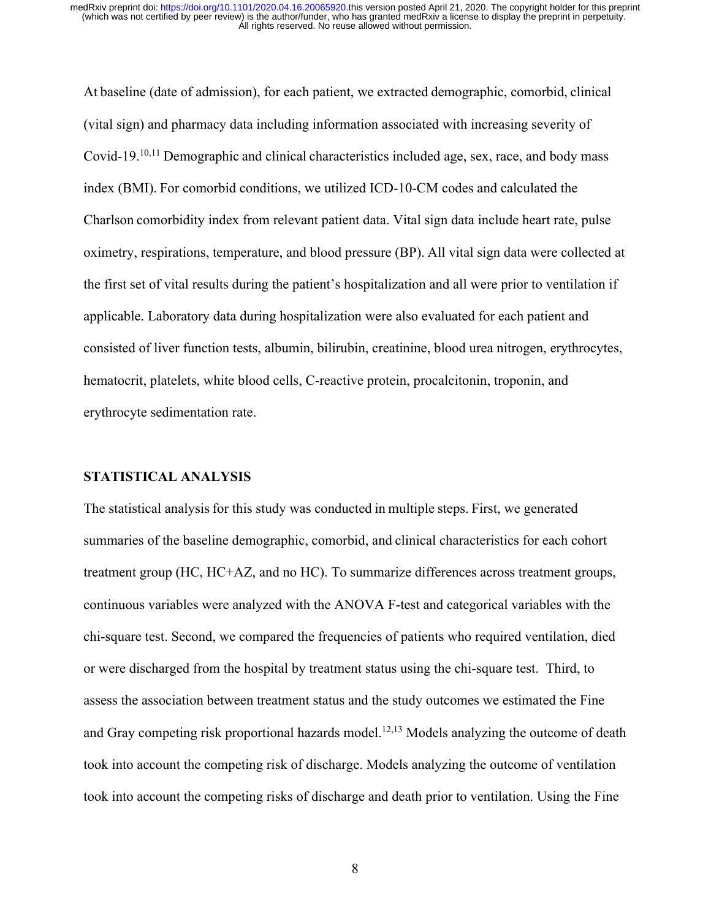At baseline (date of admission), for each patient, we extracted demographic, comorbid, clinical (vital sign) and pharmacy data including information associated with increasing severity of Covid-19.[10,11] Demographic and clinical characteristics included age, sex, race, and body mass index (BMI). For comorbid conditions, we utilized ICD-10-CM codes and calculated the Charlson comorbidity index from relevant patient data. Vital sign data include heart rate, pulse oximetry, respirations, temperature, and blood pressure (BP). All vital sign data were collected at the first set of vital results during the patient's hospitalization and all were prior to ventilation if applicable. Laboratory data during hospitalization were also evaluated for each patient and consisted of liver function tests, albumin, bilirubin, creatinine, blood urea nitrogen, erythrocytes, hematocrit, platelets, white blood cells, C-reactive protein, procalcitonin, troponin, and erythrocyte sedimentation rate.

## STATISTICAL ANALYSIS

The statistical analysis for this study was conducted in multiple steps. First, we generated summaries of the baseline demographic, comorbid, and clinical characteristics for each cohort treatment group (HC, HC+AZ, and no HC). To summarize differences across treatment groups, continuous variables were analyzed with the ANOVA F-test and categorical variables with the chi-square test. Second, we compared the frequencies of patients who required ventilation, died or were discharged from the hospital by treatment status using the chi-square test. Third, to assess the association between treatment status and the study outcomes we estimated the Fine and Gray competing risk proportional hazards model.[12,13] Models analyzing the outcome of death took into account the competing risk of discharge. Models analyzing the outcome of ventilation took into account the competing risks of discharge and death prior to ventilation. Using the Fine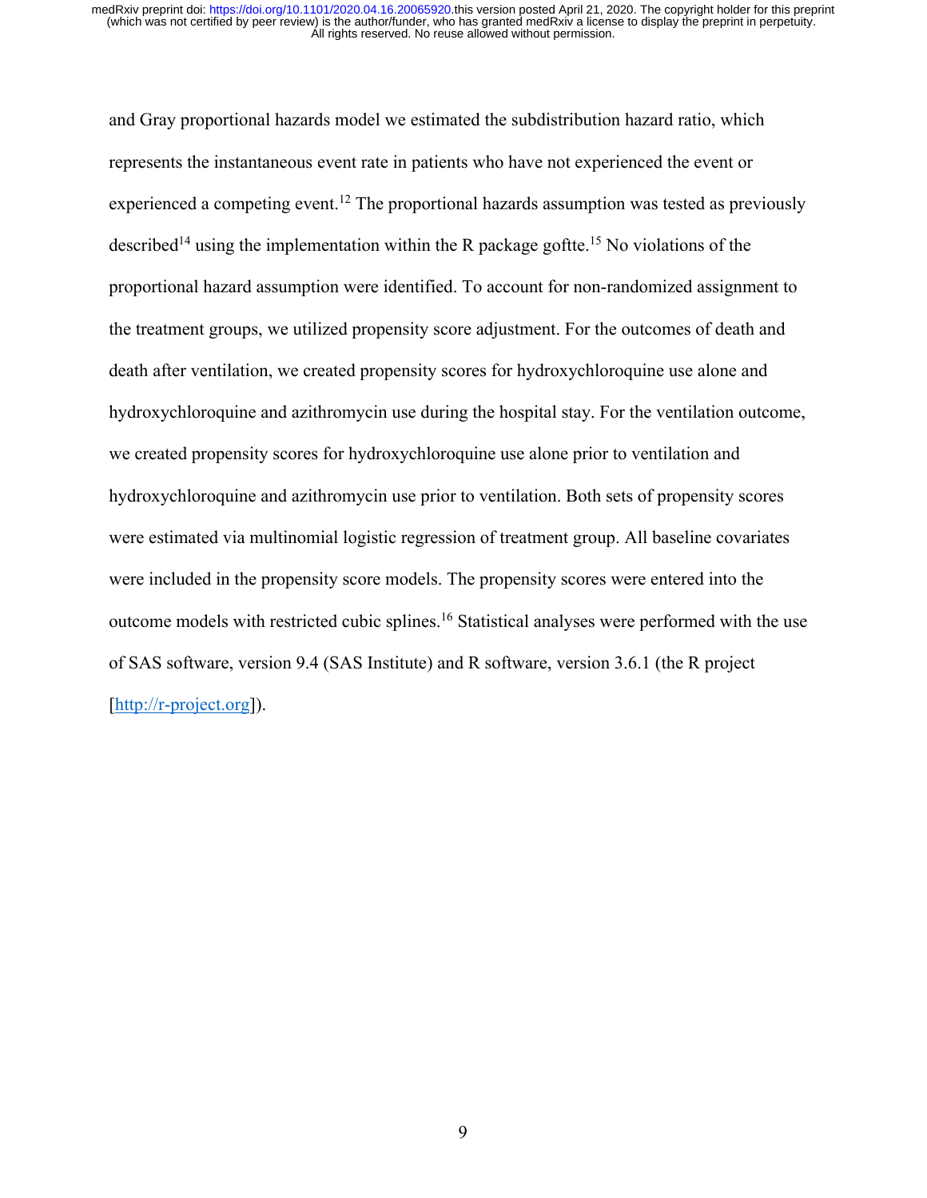and Gray proportional hazards model we estimated the subdistribution hazard ratio, which represents the instantaneous event rate in patients who have not experienced the event or experienced a competing event.[12] The proportional hazards assumption was tested as previously described[14] using the implementation within the R package goftte.[15] No violations of the proportional hazard assumption were identified. To account for non-randomized assignment to the treatment groups, we utilized propensity score adjustment. For the outcomes of death and death after ventilation, we created propensity scores for hydroxychloroquine use alone and hydroxychloroquine and azithromycin use during the hospital stay. For the ventilation outcome, we created propensity scores for hydroxychloroquine use alone prior to ventilation and hydroxychloroquine and azithromycin use prior to ventilation. Both sets of propensity scores were estimated via multinomial logistic regression of treatment group. All baseline covariates were included in the propensity score models. The propensity scores were entered into the outcome models with restricted cubic splines.[16] Statistical analyses were performed with the use of SAS software, version 9.4 (SAS Institute) and R software, version 3.6.1 (the R project [http://r-project.org]).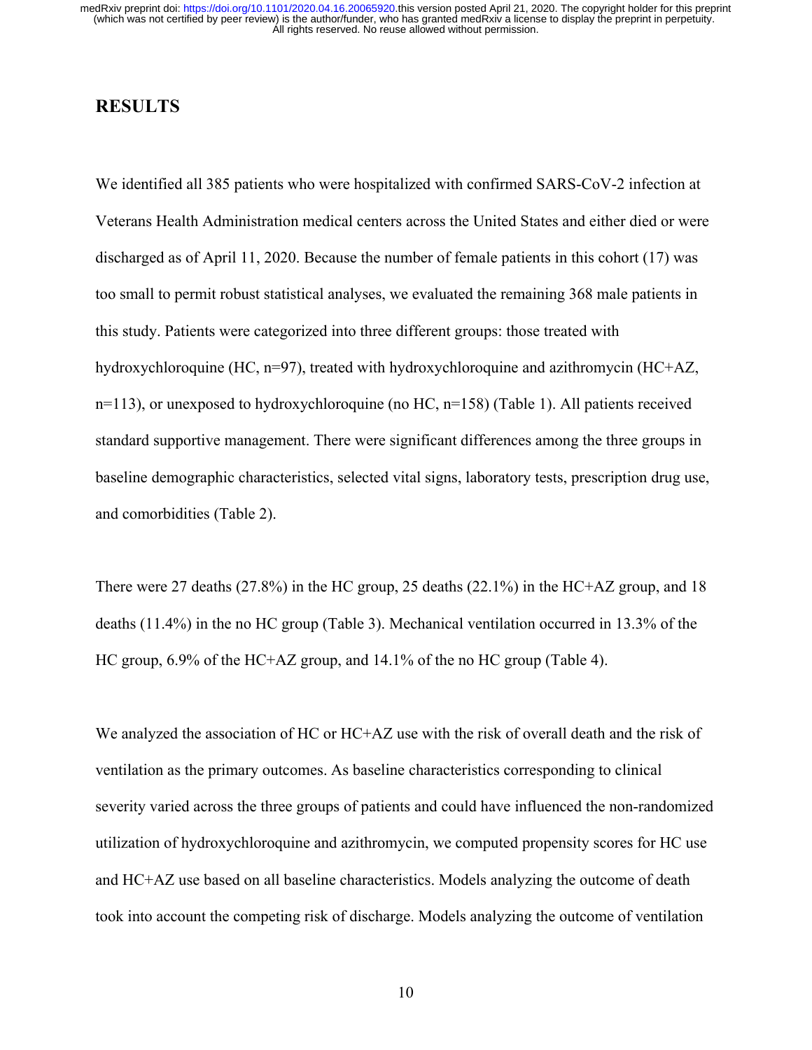## RESULTS

We identified all 385 patients who were hospitalized with confirmed SARS-CoV-2 infection at Veterans Health Administration medical centers across the United States and either died or were discharged as of April 11, 2020. Because the number of female patients in this cohort (17) was too small to permit robust statistical analyses, we evaluated the remaining 368 male patients in this study. Patients were categorized into three different groups: those treated with hydroxychloroquine (HC, n=97), treated with hydroxychloroquine and azithromycin (HC+AZ, n=113), or unexposed to hydroxychloroquine (no HC, n=158) (Table 1). All patients received standard supportive management. There were significant differences among the three groups in baseline demographic characteristics, selected vital signs, laboratory tests, prescription drug use, and comorbidities (Table 2).

There were 27 deaths (27.8%) in the HC group, 25 deaths (22.1%) in the HC+AZ group, and 18 deaths (11.4%) in the no HC group (Table 3). Mechanical ventilation occurred in 13.3% of the HC group, 6.9% of the HC+AZ group, and 14.1% of the no HC group (Table 4).

We analyzed the association of HC or HC+AZ use with the risk of overall death and the risk of ventilation as the primary outcomes. As baseline characteristics corresponding to clinical severity varied across the three groups of patients and could have influenced the non-randomized utilization of hydroxychloroquine and azithromycin, we computed propensity scores for HC use and HC+AZ use based on all baseline characteristics. Models analyzing the outcome of death took into account the competing risk of discharge. Models analyzing the outcome of ventilation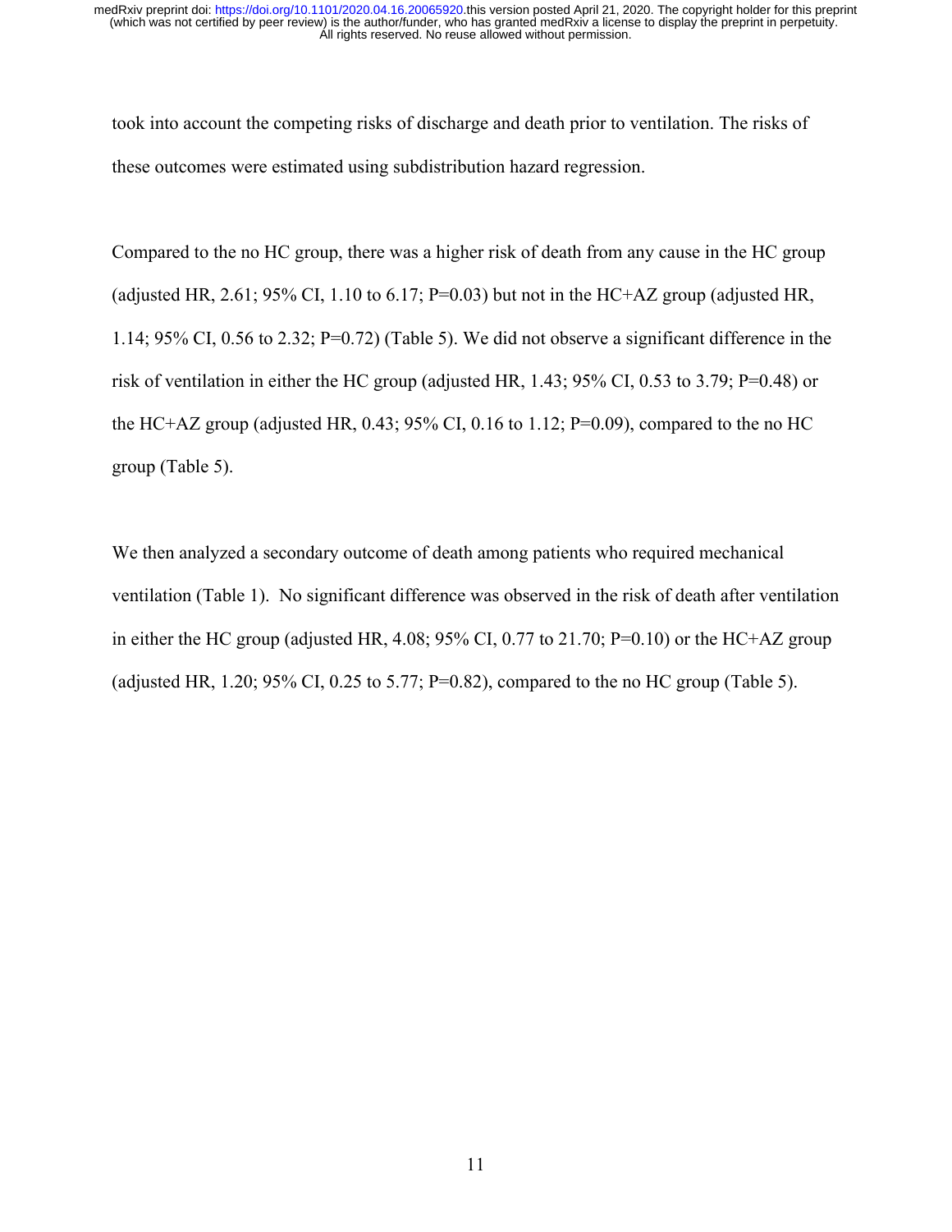took into account the competing risks of discharge and death prior to ventilation. The risks of these outcomes were estimated using subdistribution hazard regression.

Compared to the no HC group, there was a higher risk of death from any cause in the HC group (adjusted HR, 2.61; 95% CI, 1.10 to 6.17; P=0.03) but not in the HC+AZ group (adjusted HR, 1.14; 95% CI, 0.56 to 2.32; P=0.72) (Table 5). We did not observe a significant difference in the risk of ventilation in either the HC group (adjusted HR, 1.43; 95% CI, 0.53 to 3.79; P=0.48) or the HC+AZ group (adjusted HR, 0.43; 95% CI, 0.16 to 1.12; P=0.09), compared to the no HC group (Table 5).

We then analyzed a secondary outcome of death among patients who required mechanical ventilation (Table 1). No significant difference was observed in the risk of death after ventilation in either the HC group (adjusted HR, 4.08; 95% CI, 0.77 to 21.70; P=0.10) or the HC+AZ group (adjusted HR, 1.20; 95% CI, 0.25 to 5.77; P=0.82), compared to the no HC group (Table 5).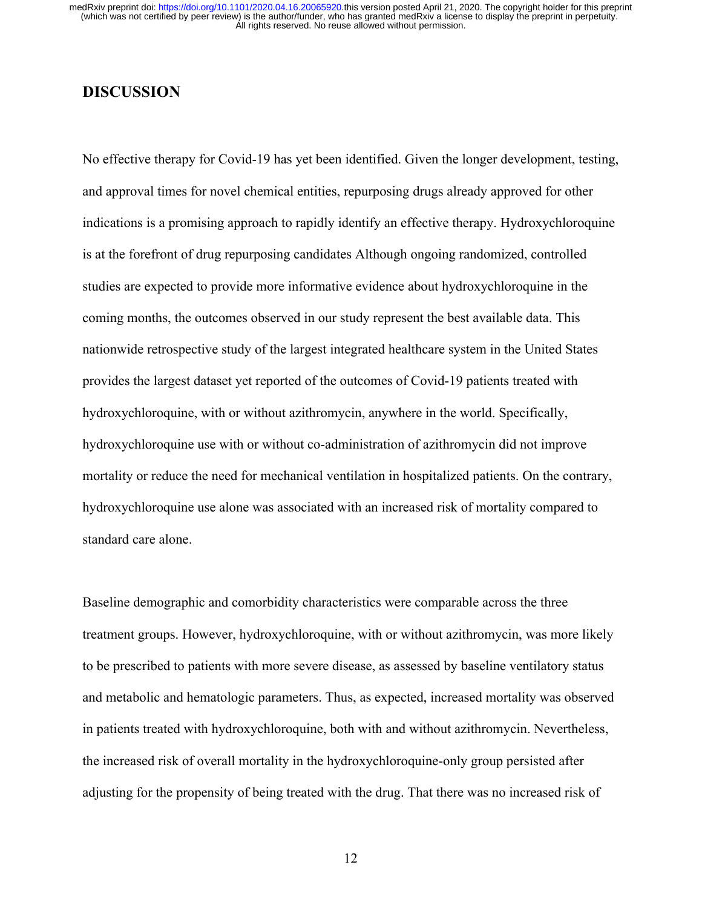## DISCUSSION

No effective therapy for Covid-19 has yet been identified. Given the longer development, testing, and approval times for novel chemical entities, repurposing drugs already approved for other indications is a promising approach to rapidly identify an effective therapy. Hydroxychloroquine is at the forefront of drug repurposing candidates Although ongoing randomized, controlled studies are expected to provide more informative evidence about hydroxychloroquine in the coming months, the outcomes observed in our study represent the best available data. This nationwide retrospective study of the largest integrated healthcare system in the United States provides the largest dataset yet reported of the outcomes of Covid-19 patients treated with hydroxychloroquine, with or without azithromycin, anywhere in the world. Specifically, hydroxychloroquine use with or without co-administration of azithromycin did not improve mortality or reduce the need for mechanical ventilation in hospitalized patients. On the contrary, hydroxychloroquine use alone was associated with an increased risk of mortality compared to standard care alone.

Baseline demographic and comorbidity characteristics were comparable across the three treatment groups. However, hydroxychloroquine, with or without azithromycin, was more likely to be prescribed to patients with more severe disease, as assessed by baseline ventilatory status and metabolic and hematologic parameters. Thus, as expected, increased mortality was observed in patients treated with hydroxychloroquine, both with and without azithromycin. Nevertheless, the increased risk of overall mortality in the hydroxychloroquine-only group persisted after adjusting for the propensity of being treated with the drug. That there was no increased risk of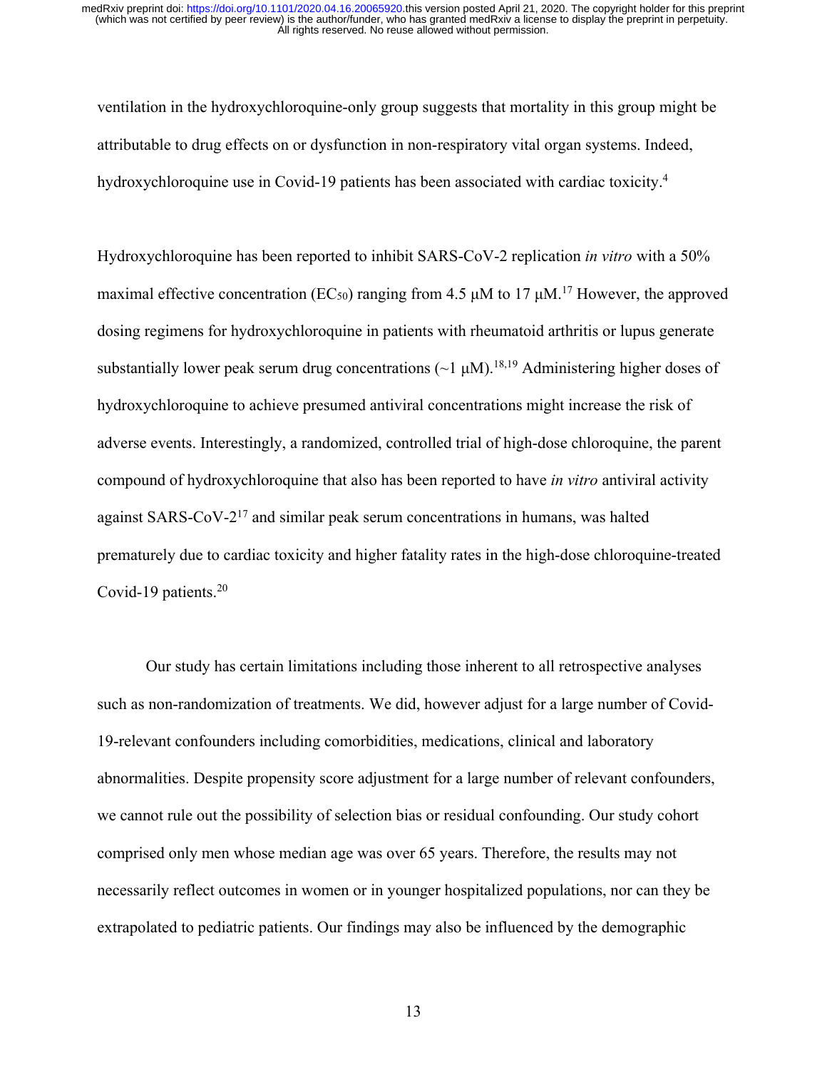ventilation in the hydroxychloroquine-only group suggests that mortality in this group might be attributable to drug effects on or dysfunction in non-respiratory vital organ systems. Indeed, hydroxychloroquine use in Covid-19 patients has been associated with cardiac toxicity.[4]

Hydroxychloroquine has been reported to inhibit SARS-CoV-2 replication *in vitro* with a 50% maximal effective concentration ($EC_{50}$) ranging from 4.5 μM to 17 μM.[17] However, the approved dosing regimens for hydroxychloroquine in patients with rheumatoid arthritis or lupus generate substantially lower peak serum drug concentrations (~1 μM).[18,19] Administering higher doses of hydroxychloroquine to achieve presumed antiviral concentrations might increase the risk of adverse events. Interestingly, a randomized, controlled trial of high-dose chloroquine, the parent compound of hydroxychloroquine that also has been reported to have *in vitro* antiviral activity against SARS-CoV-2[17] and similar peak serum concentrations in humans, was halted prematurely due to cardiac toxicity and higher fatality rates in the high-dose chloroquine-treated Covid-19 patients.[20]

Our study has certain limitations including those inherent to all retrospective analyses such as non-randomization of treatments. We did, however adjust for a large number of Covid-19-relevant confounders including comorbidities, medications, clinical and laboratory abnormalities. Despite propensity score adjustment for a large number of relevant confounders, we cannot rule out the possibility of selection bias or residual confounding. Our study cohort comprised only men whose median age was over 65 years. Therefore, the results may not necessarily reflect outcomes in women or in younger hospitalized populations, nor can they be extrapolated to pediatric patients. Our findings may also be influenced by the demographic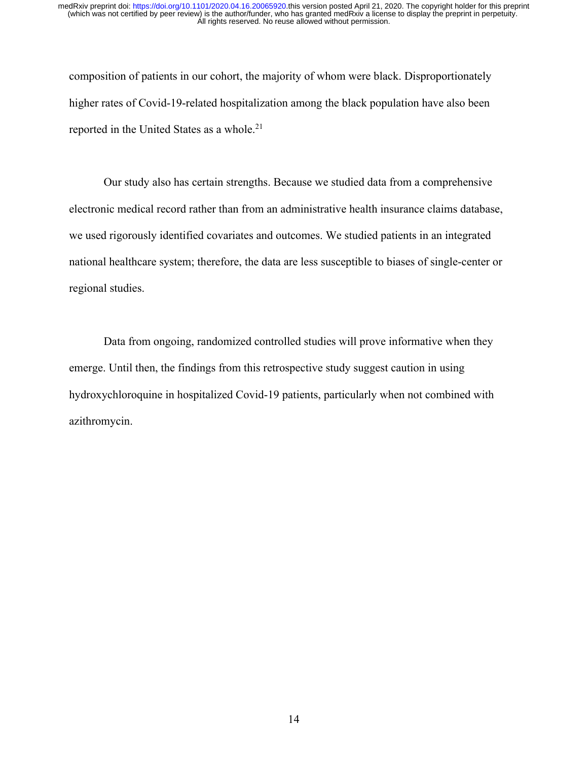composition of patients in our cohort, the majority of whom were black. Disproportionately higher rates of Covid-19-related hospitalization among the black population have also been reported in the United States as a whole.[21]

Our study also has certain strengths. Because we studied data from a comprehensive electronic medical record rather than from an administrative health insurance claims database, we used rigorously identified covariates and outcomes. We studied patients in an integrated national healthcare system; therefore, the data are less susceptible to biases of single-center or regional studies.

Data from ongoing, randomized controlled studies will prove informative when they emerge. Until then, the findings from this retrospective study suggest caution in using hydroxychloroquine in hospitalized Covid-19 patients, particularly when not combined with azithromycin.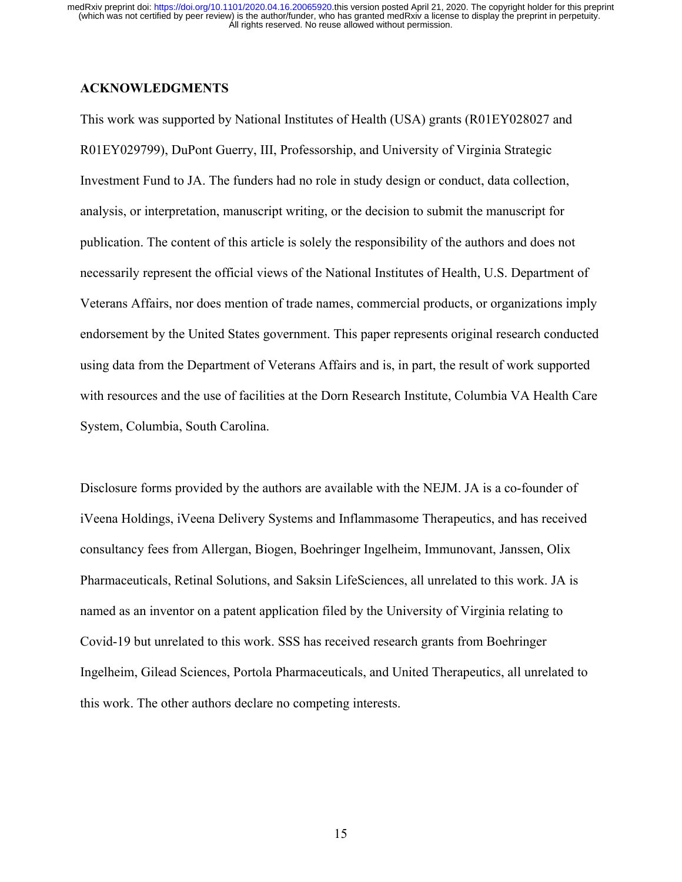## ACKNOWLEDGMENTS

This work was supported by National Institutes of Health (USA) grants (R01EY028027 and R01EY029799), DuPont Guerry, III, Professorship, and University of Virginia Strategic Investment Fund to JA. The funders had no role in study design or conduct, data collection, analysis, or interpretation, manuscript writing, or the decision to submit the manuscript for publication. The content of this article is solely the responsibility of the authors and does not necessarily represent the official views of the National Institutes of Health, U.S. Department of Veterans Affairs, nor does mention of trade names, commercial products, or organizations imply endorsement by the United States government. This paper represents original research conducted using data from the Department of Veterans Affairs and is, in part, the result of work supported with resources and the use of facilities at the Dorn Research Institute, Columbia VA Health Care System, Columbia, South Carolina.

Disclosure forms provided by the authors are available with the NEJM. JA is a co-founder of iVeena Holdings, iVeena Delivery Systems and Inflammasome Therapeutics, and has received consultancy fees from Allergan, Biogen, Boehringer Ingelheim, Immunovant, Janssen, Olix Pharmaceuticals, Retinal Solutions, and Saksin LifeSciences, all unrelated to this work. JA is named as an inventor on a patent application filed by the University of Virginia relating to Covid-19 but unrelated to this work. SSS has received research grants from Boehringer Ingelheim, Gilead Sciences, Portola Pharmaceuticals, and United Therapeutics, all unrelated to this work. The other authors declare no competing interests.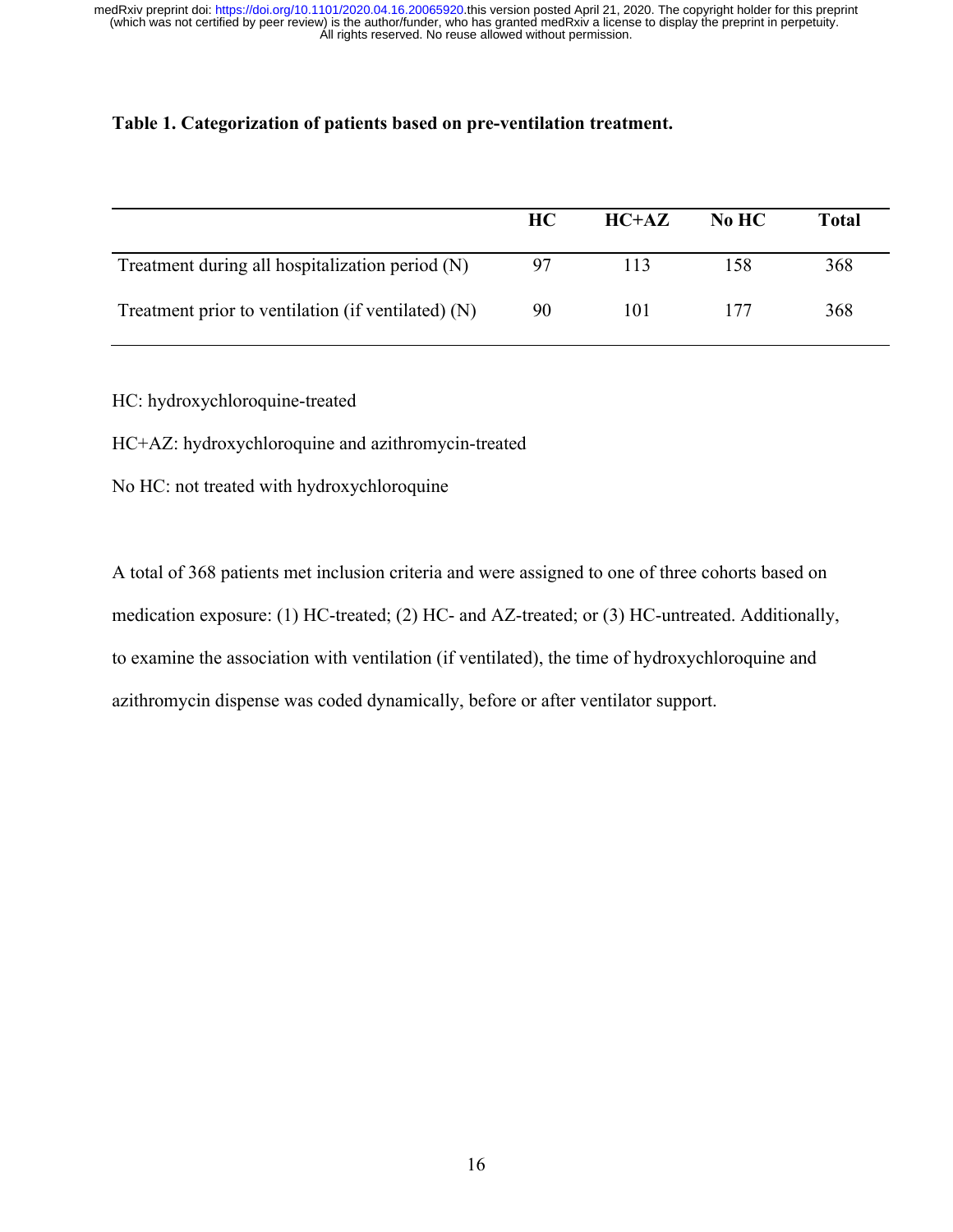**Table 1. Categorization of patients based on pre-ventilation treatment.**

| | HC | HC+AZ | No HC | Total |
|---|---|---|---|---|
| Treatment during all hospitalization period (N) | 97 | 113 | 158 | 368 |
| Treatment prior to ventilation (if ventilated) (N) | 90 | 101 | 177 | 368 |

HC: hydroxychloroquine-treated

HC+AZ: hydroxychloroquine and azithromycin-treated

No HC: not treated with hydroxychloroquine

A total of 368 patients met inclusion criteria and were assigned to one of three cohorts based on medication exposure: (1) HC-treated; (2) HC- and AZ-treated; or (3) HC-untreated. Additionally, to examine the association with ventilation (if ventilated), the time of hydroxychloroquine and azithromycin dispense was coded dynamically, before or after ventilator support.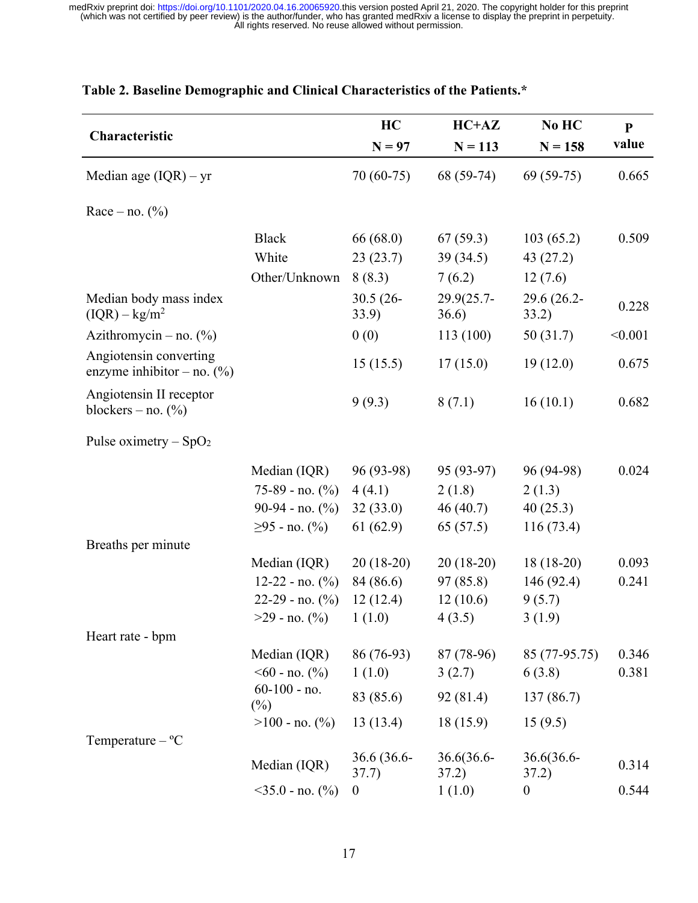**Table 2. Baseline Demographic and Clinical Characteristics of the Patients.***

| Characteristic | | HC N = 97 | HC+AZ N = 113 | No HC N = 158 | P value |
|---|---|---|---|---|---|
| Median age (IQR) – yr | | 70 (60-75) | 68 (59-74) | 69 (59-75) | 0.665 |
| Race – no. (%) | | | | | |
| | Black | 66 (68.0) | 67 (59.3) | 103 (65.2) | 0.509 |
| | White | 23 (23.7) | 39 (34.5) | 43 (27.2) | |
| | Other/Unknown | 8 (8.3) | 7 (6.2) | 12 (7.6) | |
| Median body mass index (IQR) – $kg/m^2$ | | 30.5 (26-33.9) | 29.9(25.7-36.6) | 29.6 (26.2-33.2) | 0.228 |
| Azithromycin – no. (%) | | 0 (0) | 113 (100) | 50 (31.7) | <0.001 |
| Angiotensin converting enzyme inhibitor – no. (%) | | 15 (15.5) | 17 (15.0) | 19 (12.0) | 0.675 |
| Angiotensin II receptor blockers – no. (%) | | 9 (9.3) | 8 (7.1) | 16 (10.1) | 0.682 |
| Pulse oximetry – $SpO_2$ | | | | | |
| | Median (IQR) | 96 (93-98) | 95 (93-97) | 96 (94-98) | 0.024 |
| | 75-89 - no. (%) | 4 (4.1) | 2 (1.8) | 2 (1.3) | |
| | 90-94 - no. (%) | 32 (33.0) | 46 (40.7) | 40 (25.3) | |
| | ≥95 - no. (%) | 61 (62.9) | 65 (57.5) | 116 (73.4) | |
| Breaths per minute | | | | | |
| | Median (IQR) | 20 (18-20) | 20 (18-20) | 18 (18-20) | 0.093 |
| | 12-22 - no. (%) | 84 (86.6) | 97 (85.8) | 146 (92.4) | 0.241 |
| | 22-29 - no. (%) | 12 (12.4) | 12 (10.6) | 9 (5.7) | |
| | >29 - no. (%) | 1 (1.0) | 4 (3.5) | 3 (1.9) | |
| Heart rate - bpm | | | | | |
| | Median (IQR) | 86 (76-93) | 87 (78-96) | 85 (77-95.75) | 0.346 |
| | <60 - no. (%) | 1 (1.0) | 3 (2.7) | 6 (3.8) | 0.381 |
| | 60-100 - no. (%) | 83 (85.6) | 92 (81.4) | 137 (86.7) | |
| | >100 - no. (%) | 13 (13.4) | 18 (15.9) | 15 (9.5) | |
| Temperature – ºC | | | | | |
| | Median (IQR) | 36.6 (36.6-37.7) | 36.6(36.6-37.2) | 36.6(36.6-37.2) | 0.314 |
| | <35.0 - no. (%) | 0 | 1 (1.0) | 0 | 0.544 |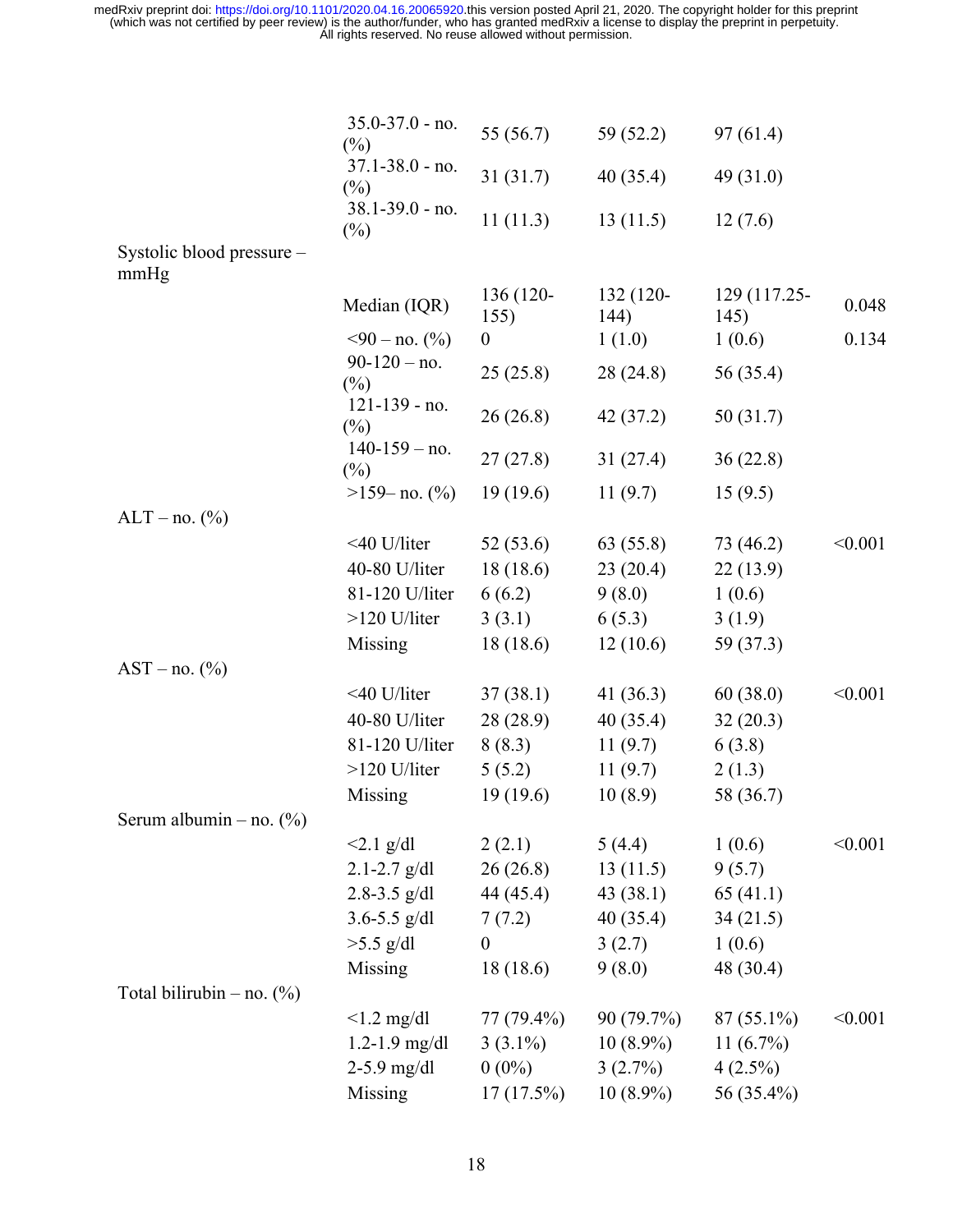| | | | | | |
|---|---|---|---|---|---|
| | 35.0-37.0 - no. (%) | 55 (56.7) | 59 (52.2) | 97 (61.4) | |
| | 37.1-38.0 - no. (%) | 31 (31.7) | 40 (35.4) | 49 (31.0) | |
| | 38.1-39.0 - no. (%) | 11 (11.3) | 13 (11.5) | 12 (7.6) | |
| Systolic blood pressure – mmHg | | | | | |
| | Median (IQR) | 136 (120-155) | 132 (120-144) | 129 (117.25-145) | 0.048 |
| | <90 – no. (%) | 0 | 1 (1.0) | 1 (0.6) | 0.134 |
| | 90-120 – no. (%) | 25 (25.8) | 28 (24.8) | 56 (35.4) | |
| | 121-139 - no. (%) | 26 (26.8) | 42 (37.2) | 50 (31.7) | |
| | 140-159 – no. (%) | 27 (27.8) | 31 (27.4) | 36 (22.8) | |
| | >159– no. (%) | 19 (19.6) | 11 (9.7) | 15 (9.5) | |
| ALT – no. (%) | | | | | |
| | <40 U/liter | 52 (53.6) | 63 (55.8) | 73 (46.2) | <0.001 |
| | 40-80 U/liter | 18 (18.6) | 23 (20.4) | 22 (13.9) | |
| | 81-120 U/liter | 6 (6.2) | 9 (8.0) | 1 (0.6) | |
| | >120 U/liter | 3 (3.1) | 6 (5.3) | 3 (1.9) | |
| | Missing | 18 (18.6) | 12 (10.6) | 59 (37.3) | |
| AST – no. (%) | | | | | |
| | <40 U/liter | 37 (38.1) | 41 (36.3) | 60 (38.0) | <0.001 |
| | 40-80 U/liter | 28 (28.9) | 40 (35.4) | 32 (20.3) | |
| | 81-120 U/liter | 8 (8.3) | 11 (9.7) | 6 (3.8) | |
| | >120 U/liter | 5 (5.2) | 11 (9.7) | 2 (1.3) | |
| | Missing | 19 (19.6) | 10 (8.9) | 58 (36.7) | |
| Serum albumin – no. (%) | | | | | |
| | <2.1 g/dl | 2 (2.1) | 5 (4.4) | 1 (0.6) | <0.001 |
| | 2.1-2.7 g/dl | 26 (26.8) | 13 (11.5) | 9 (5.7) | |
| | 2.8-3.5 g/dl | 44 (45.4) | 43 (38.1) | 65 (41.1) | |
| | 3.6-5.5 g/dl | 7 (7.2) | 40 (35.4) | 34 (21.5) | |
| | >5.5 g/dl | 0 | 3 (2.7) | 1 (0.6) | |
| | Missing | 18 (18.6) | 9 (8.0) | 48 (30.4) | |
| Total bilirubin – no. (%) | | | | | |
| | <1.2 mg/dl | 77 (79.4%) | 90 (79.7%) | 87 (55.1%) | <0.001 |
| | 1.2-1.9 mg/dl | 3 (3.1%) | 10 (8.9%) | 11 (6.7%) | |
| | 2-5.9 mg/dl | 0 (0%) | 3 (2.7%) | 4 (2.5%) | |
| | Missing | 17 (17.5%) | 10 (8.9%) | 56 (35.4%) | |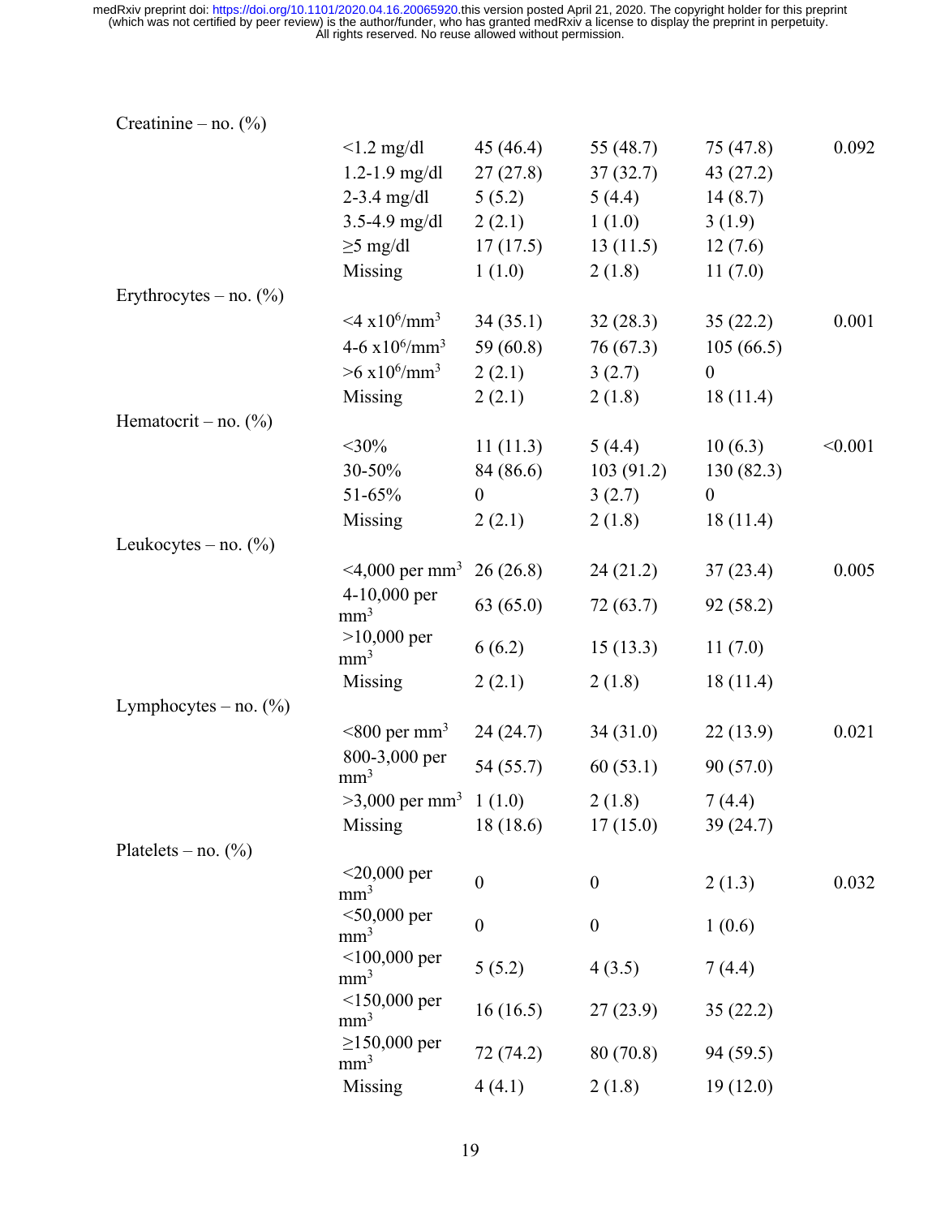| | | | | | |
|---|---|---|---|---|---|
| Creatinine – no. (%) | | | | | |
| | <1.2 mg/dl | 45 (46.4) | 55 (48.7) | 75 (47.8) | 0.092 |
| | 1.2-1.9 mg/dl | 27 (27.8) | 37 (32.7) | 43 (27.2) | |
| | 2-3.4 mg/dl | 5 (5.2) | 5 (4.4) | 14 (8.7) | |
| | 3.5-4.9 mg/dl | 2 (2.1) | 1 (1.0) | 3 (1.9) | |
| | ≥5 mg/dl | 17 (17.5) | 13 (11.5) | 12 (7.6) | |
| | Missing | 1 (1.0) | 2 (1.8) | 11 (7.0) | |
| Erythrocytes – no. (%) | | | | | |
| | <4 $\times 10^6$/mm$^3$ | 34 (35.1) | 32 (28.3) | 35 (22.2) | 0.001 |
| | 4-6 $\times 10^6$/mm$^3$ | 59 (60.8) | 76 (67.3) | 105 (66.5) | |
| | >6 $\times 10^6$/mm$^3$ | 2 (2.1) | 3 (2.7) | 0 | |
| | Missing | 2 (2.1) | 2 (1.8) | 18 (11.4) | |
| Hematocrit – no. (%) | | | | | |
| | <30% | 11 (11.3) | 5 (4.4) | 10 (6.3) | <0.001 |
| | 30-50% | 84 (86.6) | 103 (91.2) | 130 (82.3) | |
| | 51-65% | 0 | 3 (2.7) | 0 | |
| | Missing | 2 (2.1) | 2 (1.8) | 18 (11.4) | |
| Leukocytes – no. (%) | | | | | |
| | <4,000 per mm$^3$ | 26 (26.8) | 24 (21.2) | 37 (23.4) | 0.005 |
| | 4-10,000 per mm$^3$ | 63 (65.0) | 72 (63.7) | 92 (58.2) | |
| | >10,000 per mm$^3$ | 6 (6.2) | 15 (13.3) | 11 (7.0) | |
| | Missing | 2 (2.1) | 2 (1.8) | 18 (11.4) | |
| Lymphocytes – no. (%) | | | | | |
| | <800 per mm$^3$ | 24 (24.7) | 34 (31.0) | 22 (13.9) | 0.021 |
| | 800-3,000 per mm$^3$ | 54 (55.7) | 60 (53.1) | 90 (57.0) | |
| | >3,000 per mm$^3$ | 1 (1.0) | 2 (1.8) | 7 (4.4) | |
| | Missing | 18 (18.6) | 17 (15.0) | 39 (24.7) | |
| Platelets – no. (%) | | | | | |
| | <20,000 per mm$^3$ | 0 | 0 | 2 (1.3) | 0.032 |
| | <50,000 per mm$^3$ | 0 | 0 | 1 (0.6) | |
| | <100,000 per mm$^3$ | 5 (5.2) | 4 (3.5) | 7 (4.4) | |
| | <150,000 per mm$^3$ | 16 (16.5) | 27 (23.9) | 35 (22.2) | |
| | ≥150,000 per mm$^3$ | 72 (74.2) | 80 (70.8) | 94 (59.5) | |
| | Missing | 4 (4.1) | 2 (1.8) | 19 (12.0) | |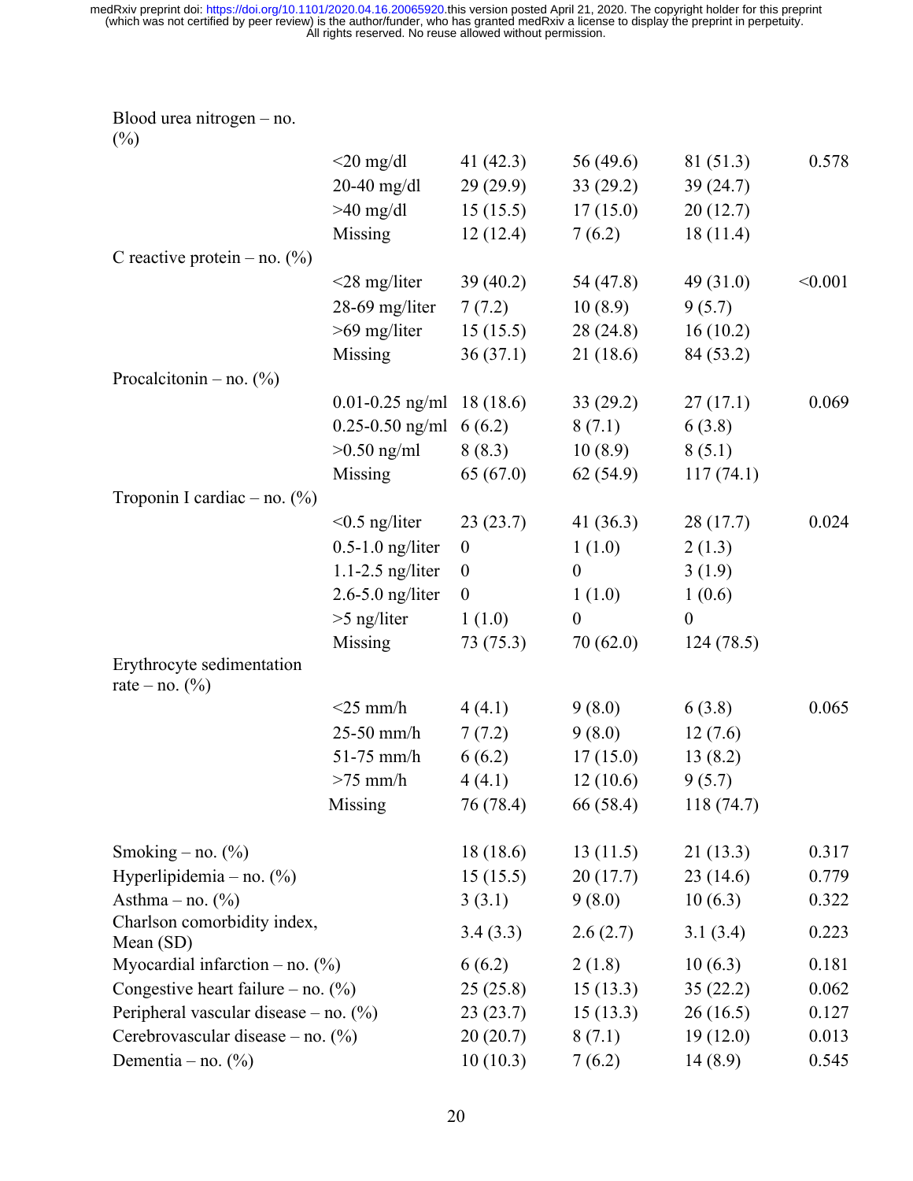| | | | | | |
|---|---|---|---|---|---|
| Blood urea nitrogen – no. (%) | | | | | |
| | <20 mg/dl | 41 (42.3) | 56 (49.6) | 81 (51.3) | 0.578 |
| | 20-40 mg/dl | 29 (29.9) | 33 (29.2) | 39 (24.7) | |
| | >40 mg/dl | 15 (15.5) | 17 (15.0) | 20 (12.7) | |
| | Missing | 12 (12.4) | 7 (6.2) | 18 (11.4) | |
| C reactive protein – no. (%) | | | | | |
| | <28 mg/liter | 39 (40.2) | 54 (47.8) | 49 (31.0) | <0.001 |
| | 28-69 mg/liter | 7 (7.2) | 10 (8.9) | 9 (5.7) | |
| | >69 mg/liter | 15 (15.5) | 28 (24.8) | 16 (10.2) | |
| | Missing | 36 (37.1) | 21 (18.6) | 84 (53.2) | |
| Procalcitonin – no. (%) | | | | | |
| | 0.01-0.25 ng/ml | 18 (18.6) | 33 (29.2) | 27 (17.1) | 0.069 |
| | 0.25-0.50 ng/ml | 6 (6.2) | 8 (7.1) | 6 (3.8) | |
| | >0.50 ng/ml | 8 (8.3) | 10 (8.9) | 8 (5.1) | |
| | Missing | 65 (67.0) | 62 (54.9) | 117 (74.1) | |
| Troponin I cardiac – no. (%) | | | | | |
| | <0.5 ng/liter | 23 (23.7) | 41 (36.3) | 28 (17.7) | 0.024 |
| | 0.5-1.0 ng/liter | 0 | 1 (1.0) | 2 (1.3) | |
| | 1.1-2.5 ng/liter | 0 | 0 | 3 (1.9) | |
| | 2.6-5.0 ng/liter | 0 | 1 (1.0) | 1 (0.6) | |
| | >5 ng/liter | 1 (1.0) | 0 | 0 | |
| | Missing | 73 (75.3) | 70 (62.0) | 124 (78.5) | |
| Erythrocyte sedimentation rate – no. (%) | | | | | |
| | <25 mm/h | 4 (4.1) | 9 (8.0) | 6 (3.8) | 0.065 |
| | 25-50 mm/h | 7 (7.2) | 9 (8.0) | 12 (7.6) | |
| | 51-75 mm/h | 6 (6.2) | 17 (15.0) | 13 (8.2) | |
| | >75 mm/h | 4 (4.1) | 12 (10.6) | 9 (5.7) | |
| | Missing | 76 (78.4) | 66 (58.4) | 118 (74.7) | |
| Smoking – no. (%) | | 18 (18.6) | 13 (11.5) | 21 (13.3) | 0.317 |
| Hyperlipidemia – no. (%) | | 15 (15.5) | 20 (17.7) | 23 (14.6) | 0.779 |
| Asthma – no. (%) | | 3 (3.1) | 9 (8.0) | 10 (6.3) | 0.322 |
| Charlson comorbidity index, Mean (SD) | | 3.4 (3.3) | 2.6 (2.7) | 3.1 (3.4) | 0.223 |
| Myocardial infarction – no. (%) | | 6 (6.2) | 2 (1.8) | 10 (6.3) | 0.181 |
| Congestive heart failure – no. (%) | | 25 (25.8) | 15 (13.3) | 35 (22.2) | 0.062 |
| Peripheral vascular disease – no. (%) | | 23 (23.7) | 15 (13.3) | 26 (16.5) | 0.127 |
| Cerebrovascular disease – no. (%) | | 20 (20.7) | 8 (7.1) | 19 (12.0) | 0.013 |
| Dementia – no. (%) | | 10 (10.3) | 7 (6.2) | 14 (8.9) | 0.545 |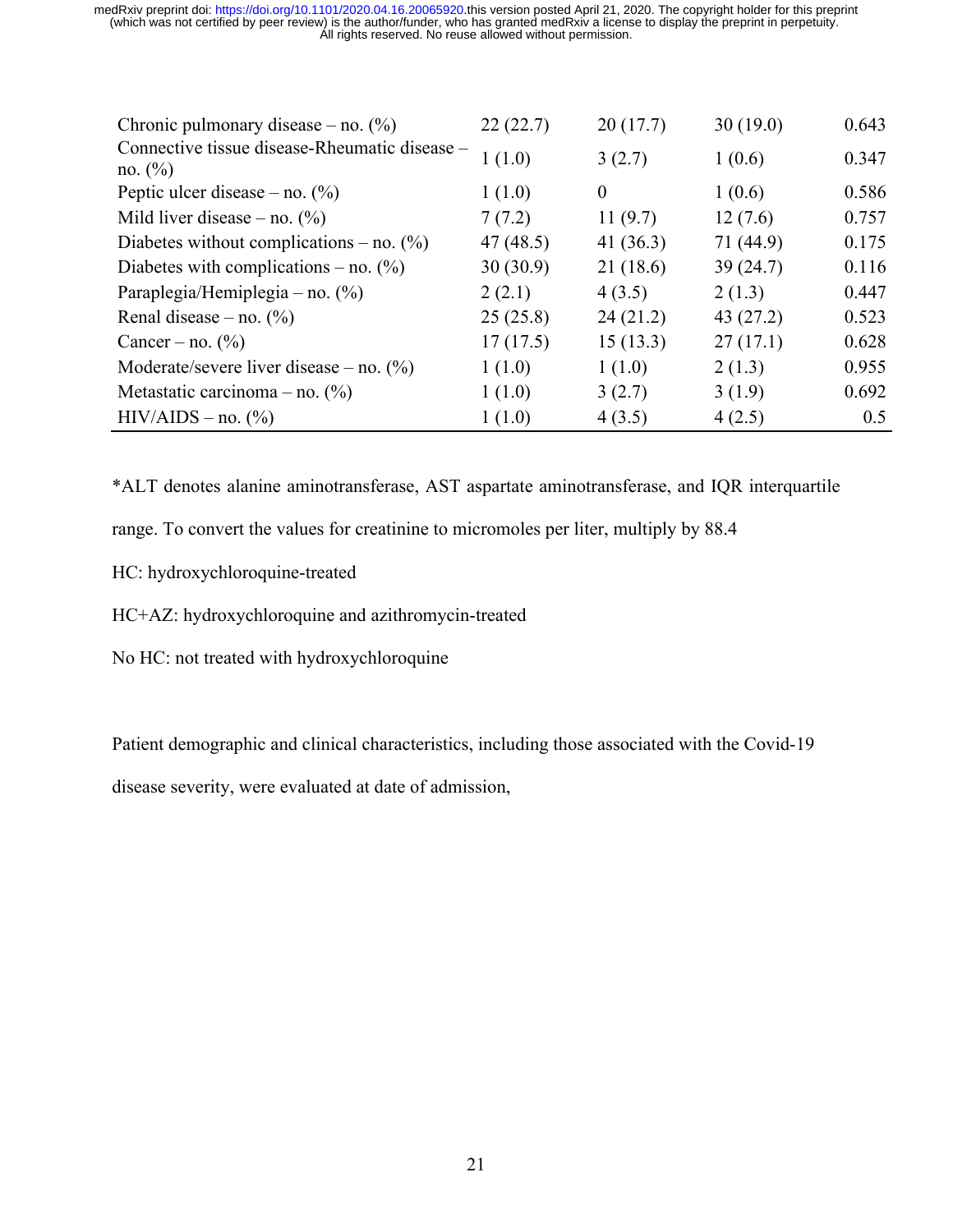| | | | | |
|---|---|---|---|---|
| Chronic pulmonary disease – no. (%) | 22 (22.7) | 20 (17.7) | 30 (19.0) | 0.643 |
| Connective tissue disease-Rheumatic disease – no. (%) | 1 (1.0) | 3 (2.7) | 1 (0.6) | 0.347 |
| Peptic ulcer disease – no. (%) | 1 (1.0) | 0 | 1 (0.6) | 0.586 |
| Mild liver disease – no. (%) | 7 (7.2) | 11 (9.7) | 12 (7.6) | 0.757 |
| Diabetes without complications – no. (%) | 47 (48.5) | 41 (36.3) | 71 (44.9) | 0.175 |
| Diabetes with complications – no. (%) | 30 (30.9) | 21 (18.6) | 39 (24.7) | 0.116 |
| Paraplegia/Hemiplegia – no. (%) | 2 (2.1) | 4 (3.5) | 2 (1.3) | 0.447 |
| Renal disease – no. (%) | 25 (25.8) | 24 (21.2) | 43 (27.2) | 0.523 |
| Cancer – no. (%) | 17 (17.5) | 15 (13.3) | 27 (17.1) | 0.628 |
| Moderate/severe liver disease – no. (%) | 1 (1.0) | 1 (1.0) | 2 (1.3) | 0.955 |
| Metastatic carcinoma – no. (%) | 1 (1.0) | 3 (2.7) | 3 (1.9) | 0.692 |
| HIV/AIDS – no. (%) | 1 (1.0) | 4 (3.5) | 4 (2.5) | 0.5 |

*ALT denotes alanine aminotransferase, AST aspartate aminotransferase, and IQR interquartile range. To convert the values for creatinine to micromoles per liter, multiply by 88.4

HC: hydroxychloroquine-treated

HC+AZ: hydroxychloroquine and azithromycin-treated

No HC: not treated with hydroxychloroquine

Patient demographic and clinical characteristics, including those associated with the Covid-19 disease severity, were evaluated at date of admission,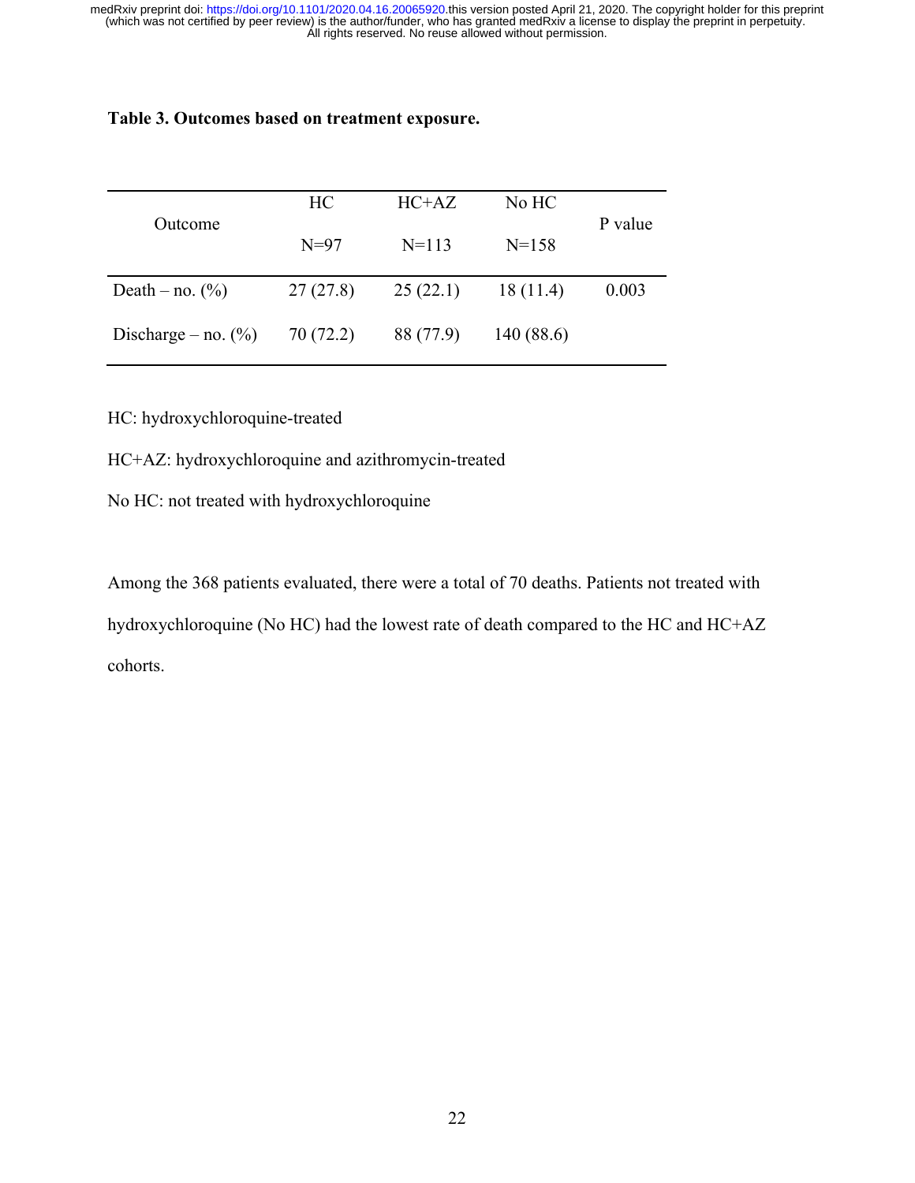**Table 3. Outcomes based on treatment exposure.**

| Outcome | HC<br>N=97 | HC+AZ<br>N=113 | No HC<br>N=158 | P value |
|---|---|---|---|---|
| Death – no. (%) | 27 (27.8) | 25 (22.1) | 18 (11.4) | 0.003 |
| Discharge – no. (%) | 70 (72.2) | 88 (77.9) | 140 (88.6) | |

HC: hydroxychloroquine-treated

HC+AZ: hydroxychloroquine and azithromycin-treated

No HC: not treated with hydroxychloroquine

Among the 368 patients evaluated, there were a total of 70 deaths. Patients not treated with hydroxychloroquine (No HC) had the lowest rate of death compared to the HC and HC+AZ cohorts.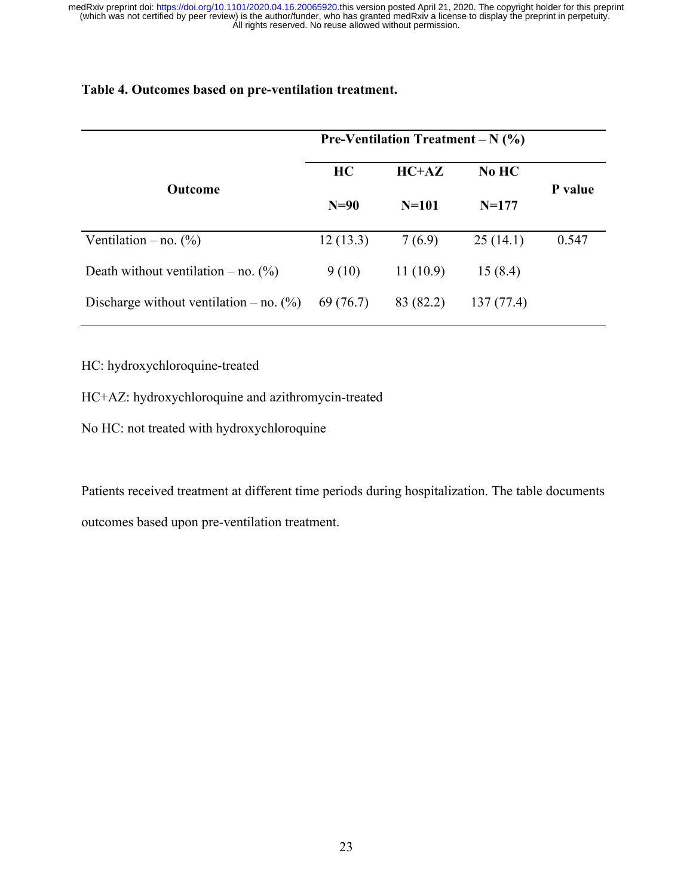**Table 4. Outcomes based on pre-ventilation treatment.**

| Outcome | Pre-Ventilation Treatment – N (%) | | | P value |
|---|---|---|---|---|
| | HC N=90 | HC+AZ N=101 | No HC N=177 | |
| Ventilation – no. (%) | 12 (13.3) | 7 (6.9) | 25 (14.1) | 0.547 |
| Death without ventilation – no. (%) | 9 (10) | 11 (10.9) | 15 (8.4) | |
| Discharge without ventilation – no. (%) | 69 (76.7) | 83 (82.2) | 137 (77.4) | |

HC: hydroxychloroquine-treated

HC+AZ: hydroxychloroquine and azithromycin-treated

No HC: not treated with hydroxychloroquine

Patients received treatment at different time periods during hospitalization. The table documents outcomes based upon pre-ventilation treatment.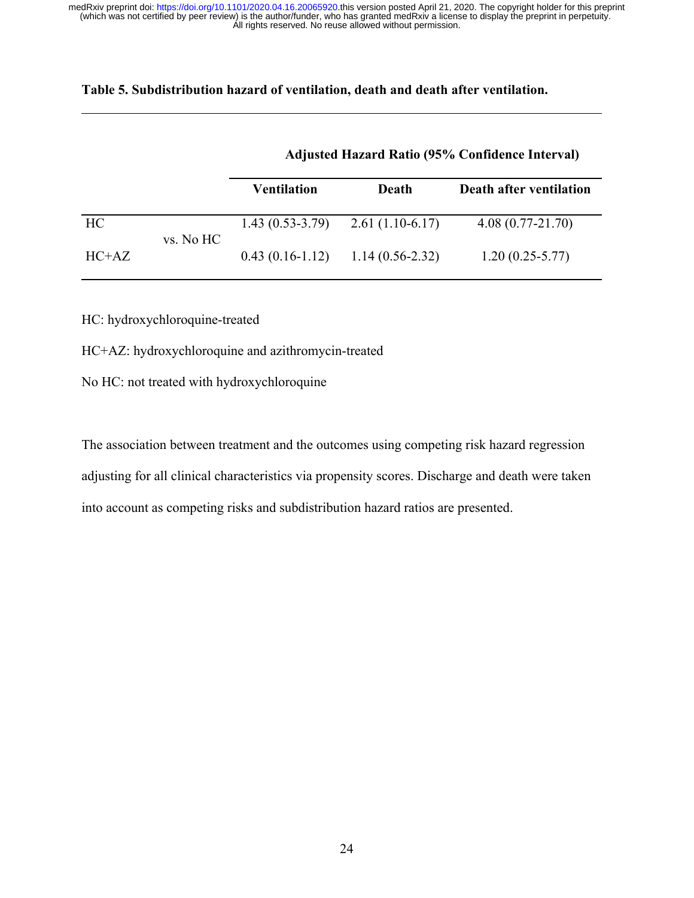**Table 5. Subdistribution hazard of ventilation, death and death after ventilation.**

| | | Adjusted Hazard Ratio (95% Confidence Interval) | | |
|---|---|---|---|---|
| | | **Ventilation** | **Death** | **Death after ventilation** |
| HC | vs. No HC | 1.43 (0.53-3.79) | 2.61 (1.10-6.17) | 4.08 (0.77-21.70) |
| HC+AZ | vs. No HC | 0.43 (0.16-1.12) | 1.14 (0.56-2.32) | 1.20 (0.25-5.77) |

HC: hydroxychloroquine-treated

HC+AZ: hydroxychloroquine and azithromycin-treated

No HC: not treated with hydroxychloroquine

The association between treatment and the outcomes using competing risk hazard regression adjusting for all clinical characteristics via propensity scores. Discharge and death were taken into account as competing risks and subdistribution hazard ratios are presented.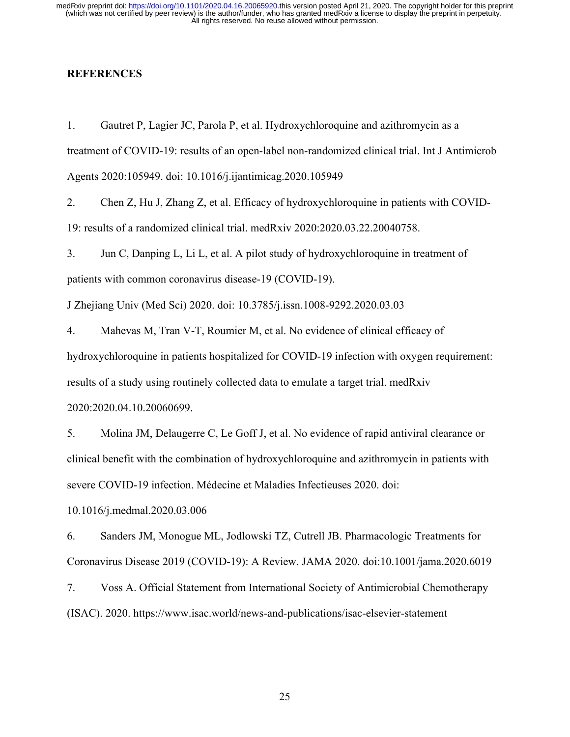## REFERENCES

1. Gautret P, Lagier JC, Parola P, et al. Hydroxychloroquine and azithromycin as a treatment of COVID-19: results of an open-label non-randomized clinical trial. Int J Antimicrob Agents 2020:105949. doi: 10.1016/j.ijantimicag.2020.105949
2. Chen Z, Hu J, Zhang Z, et al. Efficacy of hydroxychloroquine in patients with COVID-19: results of a randomized clinical trial. medRxiv 2020:2020.03.22.20040758.
3. Jun C, Danping L, Li L, et al. A pilot study of hydroxychloroquine in treatment of patients with common coronavirus disease-19 (COVID-19). J Zhejiang Univ (Med Sci) 2020. doi: 10.3785/j.issn.1008-9292.2020.03.03
4. Mahevas M, Tran V-T, Roumier M, et al. No evidence of clinical efficacy of hydroxychloroquine in patients hospitalized for COVID-19 infection with oxygen requirement: results of a study using routinely collected data to emulate a target trial. medRxiv 2020:2020.04.10.20060699.
5. Molina JM, Delaugerre C, Le Goff J, et al. No evidence of rapid antiviral clearance or clinical benefit with the combination of hydroxychloroquine and azithromycin in patients with severe COVID-19 infection. Médecine et Maladies Infectieuses 2020. doi: 10.1016/j.medmal.2020.03.006
6. Sanders JM, Monogue ML, Jodlowski TZ, Cutrell JB. Pharmacologic Treatments for Coronavirus Disease 2019 (COVID-19): A Review. JAMA 2020. doi:10.1001/jama.2020.6019
7. Voss A. Official Statement from International Society of Antimicrobial Chemotherapy (ISAC). 2020. https://www.isac.world/news-and-publications/isac-elsevier-statement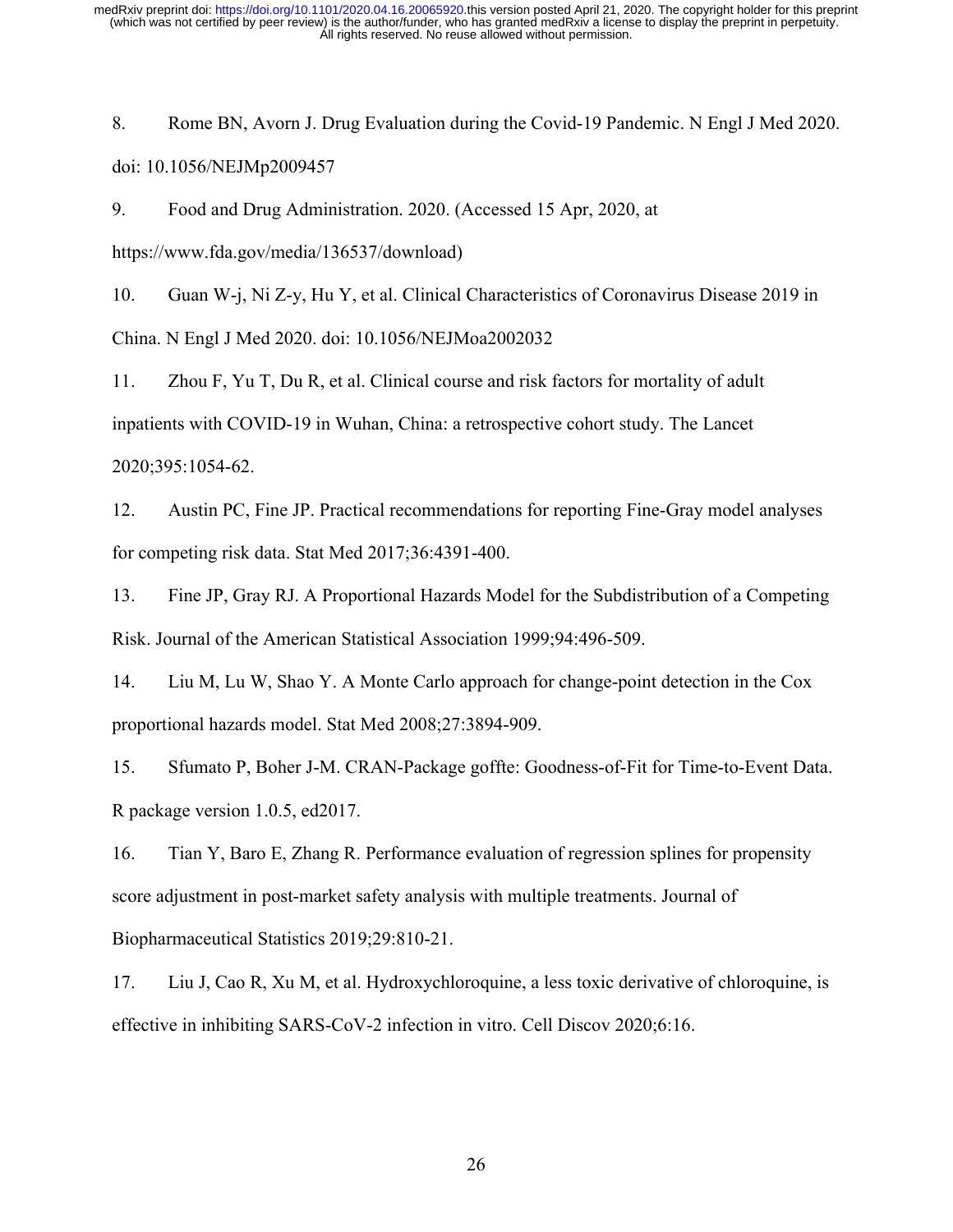8. Rome BN, Avorn J. Drug Evaluation during the Covid-19 Pandemic. N Engl J Med 2020. doi: 10.1056/NEJMp2009457

9. Food and Drug Administration. 2020. (Accessed 15 Apr, 2020, at https://www.fda.gov/media/136537/download)

10. Guan W-j, Ni Z-y, Hu Y, et al. Clinical Characteristics of Coronavirus Disease 2019 in China. N Engl J Med 2020. doi: 10.1056/NEJMoa2002032

11. Zhou F, Yu T, Du R, et al. Clinical course and risk factors for mortality of adult inpatients with COVID-19 in Wuhan, China: a retrospective cohort study. The Lancet 2020;395:1054-62.

12. Austin PC, Fine JP. Practical recommendations for reporting Fine-Gray model analyses for competing risk data. Stat Med 2017;36:4391-400.

13. Fine JP, Gray RJ. A Proportional Hazards Model for the Subdistribution of a Competing Risk. Journal of the American Statistical Association 1999;94:496-509.

14. Liu M, Lu W, Shao Y. A Monte Carlo approach for change-point detection in the Cox proportional hazards model. Stat Med 2008;27:3894-909.

15. Sfumato P, Boher J-M. CRAN-Package goffte: Goodness-of-Fit for Time-to-Event Data. R package version 1.0.5, ed2017.

16. Tian Y, Baro E, Zhang R. Performance evaluation of regression splines for propensity score adjustment in post-market safety analysis with multiple treatments. Journal of Biopharmaceutical Statistics 2019;29:810-21.

17. Liu J, Cao R, Xu M, et al. Hydroxychloroquine, a less toxic derivative of chloroquine, is effective in inhibiting SARS-CoV-2 infection in vitro. Cell Discov 2020;6:16.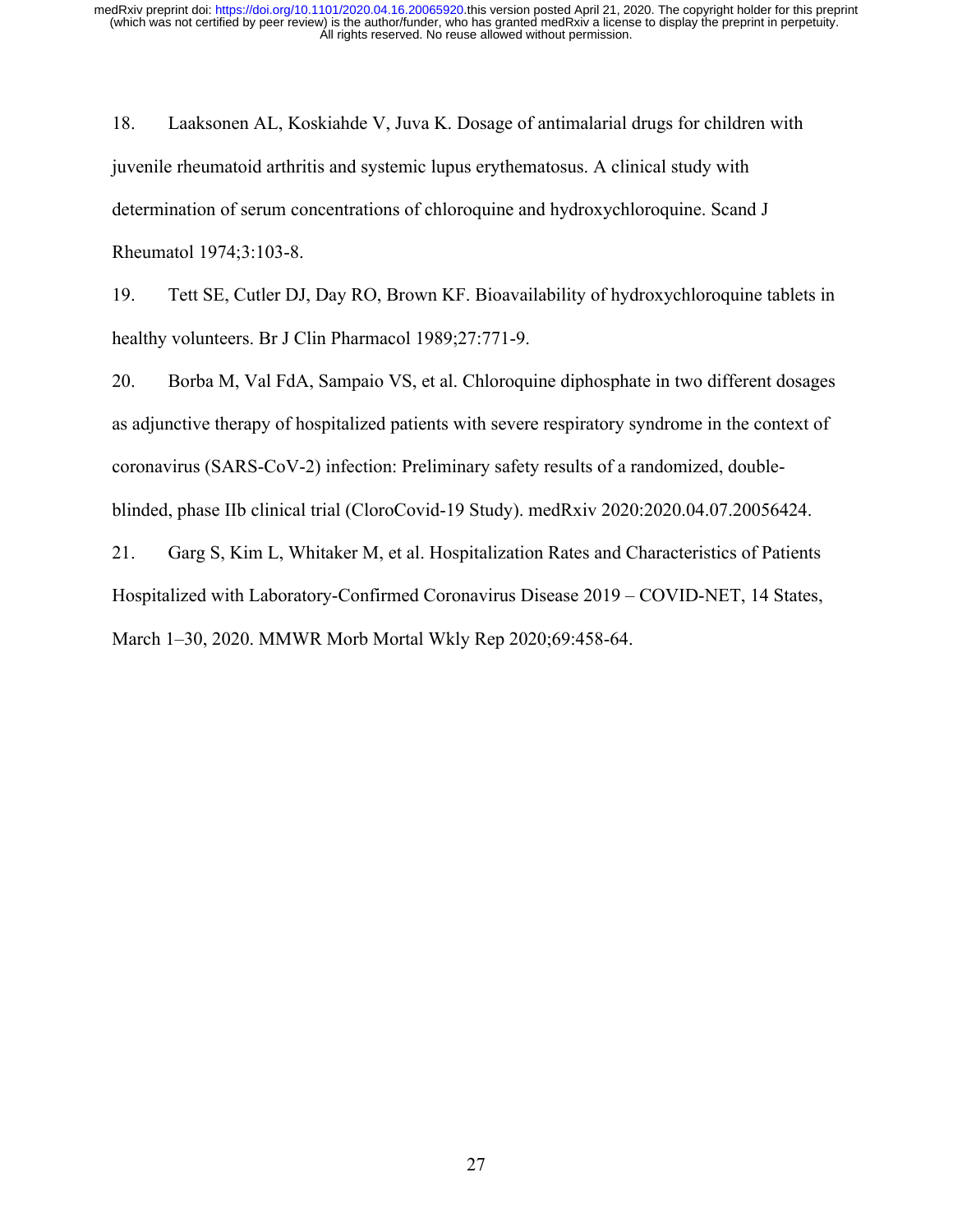18. Laaksonen AL, Koskiahde V, Juva K. Dosage of antimalarial drugs for children with juvenile rheumatoid arthritis and systemic lupus erythematosus. A clinical study with determination of serum concentrations of chloroquine and hydroxychloroquine. Scand J Rheumatol 1974;3:103-8.

19. Tett SE, Cutler DJ, Day RO, Brown KF. Bioavailability of hydroxychloroquine tablets in healthy volunteers. Br J Clin Pharmacol 1989;27:771-9.

20. Borba M, Val FdA, Sampaio VS, et al. Chloroquine diphosphate in two different dosages as adjunctive therapy of hospitalized patients with severe respiratory syndrome in the context of coronavirus (SARS-CoV-2) infection: Preliminary safety results of a randomized, double-blinded, phase IIb clinical trial (CloroCovid-19 Study). medRxiv 2020:2020.04.07.20056424.

21. Garg S, Kim L, Whitaker M, et al. Hospitalization Rates and Characteristics of Patients Hospitalized with Laboratory-Confirmed Coronavirus Disease 2019 – COVID-NET, 14 States, March 1–30, 2020. MMWR Morb Mortal Wkly Rep 2020;69:458-64.